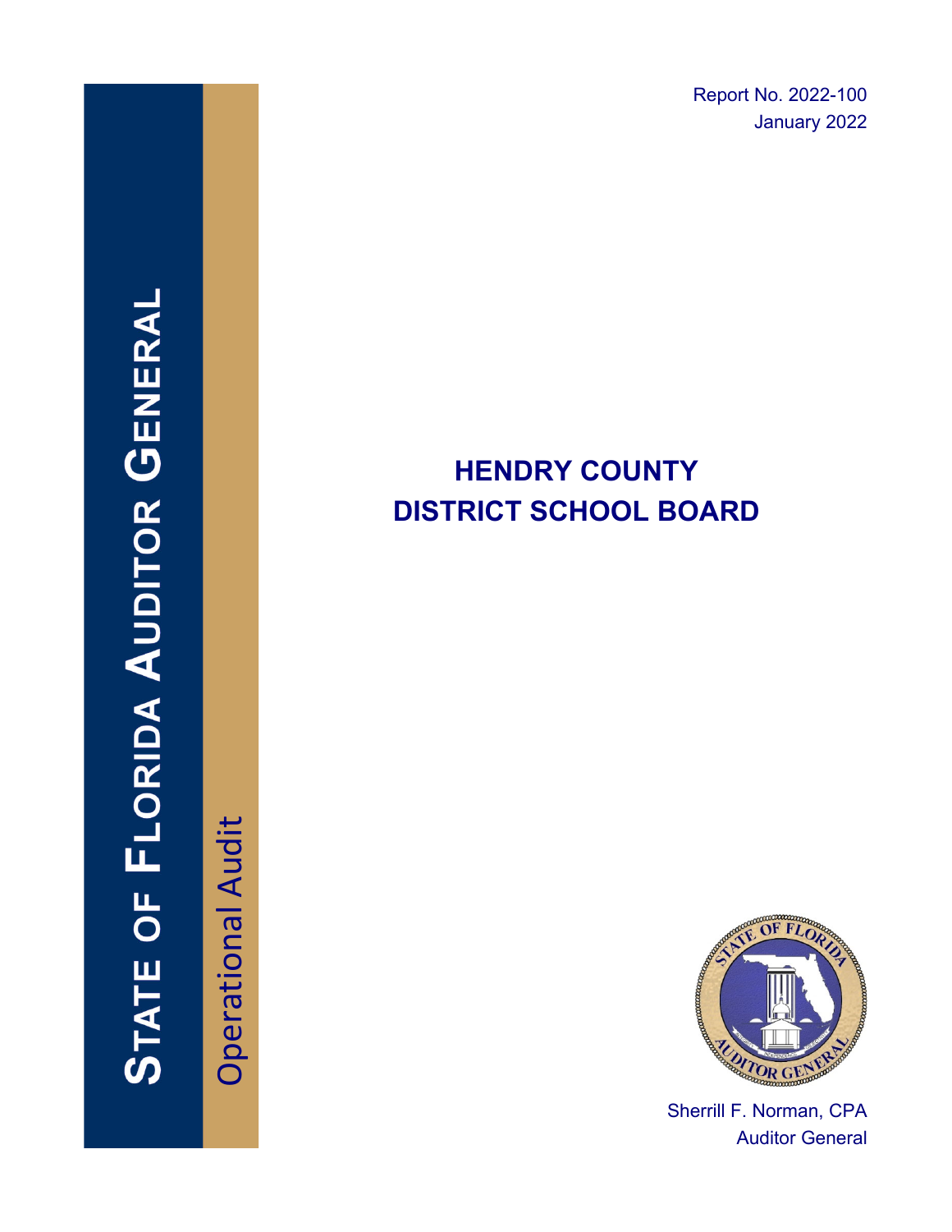Report No. 2022-100
January 2022

# STATE OF FLORIDA AUDITOR GENERAL

Operational Audit

# HENDRY COUNTY DISTRICT SCHOOL BOARD

Sherrill F. Norman, CPA
Auditor General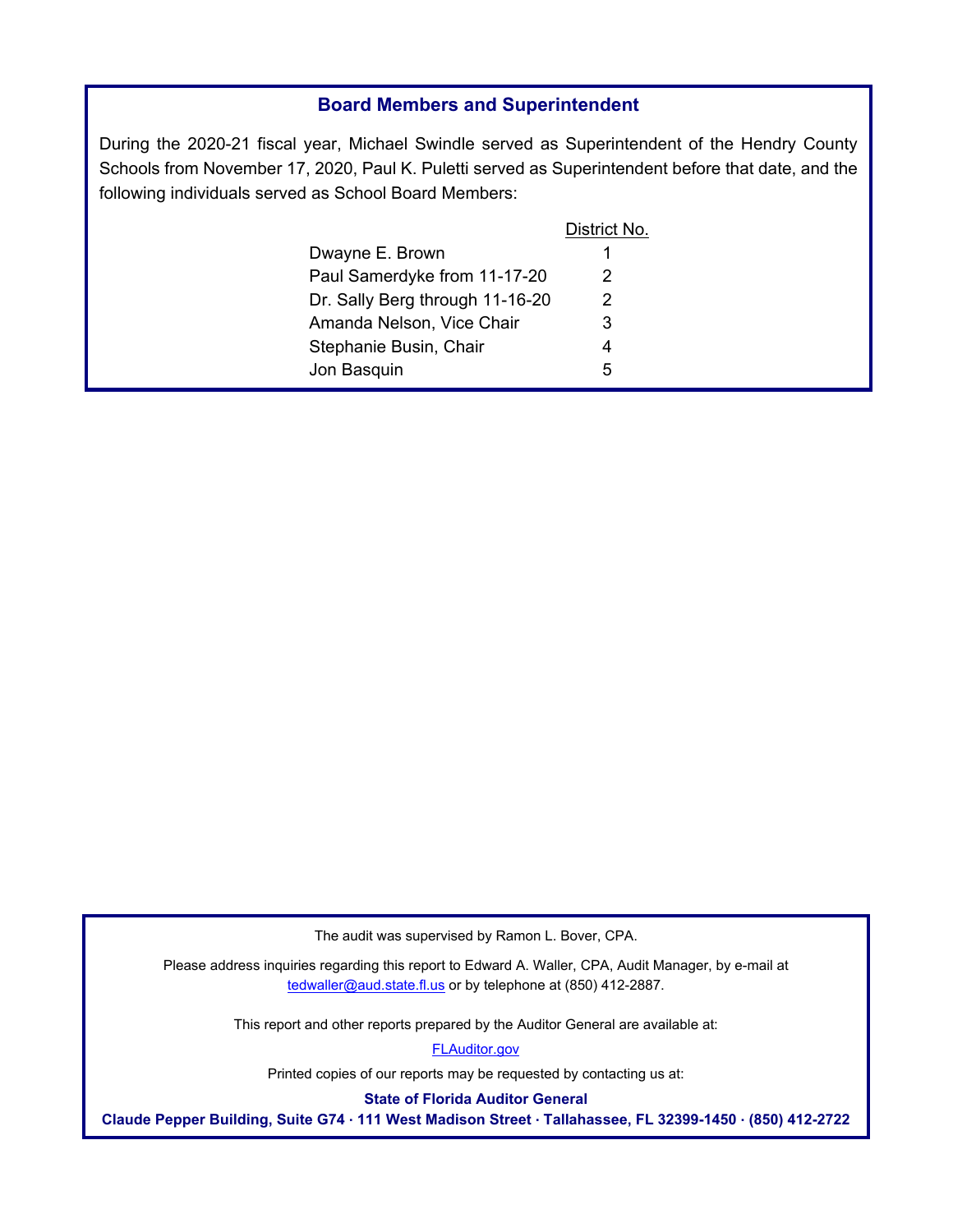## Board Members and Superintendent

During the 2020-21 fiscal year, Michael Swindle served as Superintendent of the Hendry County Schools from November 17, 2020, Paul K. Puletti served as Superintendent before that date, and the following individuals served as School Board Members:

| | District No. |
|---|---|
| Dwayne E. Brown | 1 |
| Paul Samerdyke from 11-17-20 | 2 |
| Dr. Sally Berg through 11-16-20 | 2 |
| Amanda Nelson, Vice Chair | 3 |
| Stephanie Busin, Chair | 4 |
| Jon Basquin | 5 |

The audit was supervised by Ramon L. Bover, CPA.

Please address inquiries regarding this report to Edward A. Waller, CPA, Audit Manager, by e-mail at tedwaller@aud.state.fl.us or by telephone at (850) 412-2887.

This report and other reports prepared by the Auditor General are available at:

FLAuditor.gov

Printed copies of our reports may be requested by contacting us at:

**State of Florida Auditor General**

**Claude Pepper Building, Suite G74 · 111 West Madison Street · Tallahassee, FL 32399-1450 · (850) 412-2722**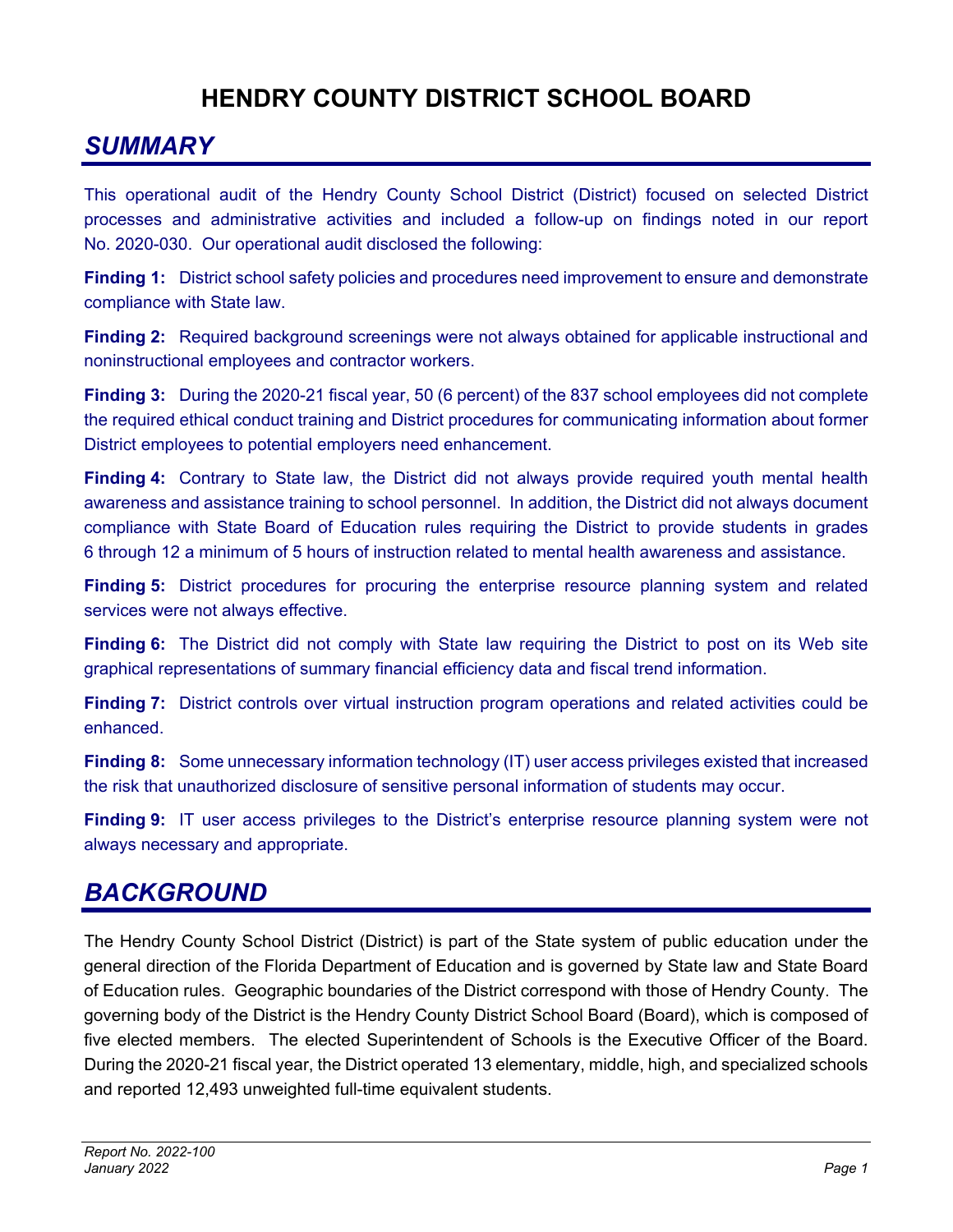# HENDRY COUNTY DISTRICT SCHOOL BOARD

## *SUMMARY*

This operational audit of the Hendry County School District (District) focused on selected District processes and administrative activities and included a follow-up on findings noted in our report No. 2020-030. Our operational audit disclosed the following:

**Finding 1:** District school safety policies and procedures need improvement to ensure and demonstrate compliance with State law.

**Finding 2:** Required background screenings were not always obtained for applicable instructional and noninstructional employees and contractor workers.

**Finding 3:** During the 2020-21 fiscal year, 50 (6 percent) of the 837 school employees did not complete the required ethical conduct training and District procedures for communicating information about former District employees to potential employers need enhancement.

**Finding 4:** Contrary to State law, the District did not always provide required youth mental health awareness and assistance training to school personnel. In addition, the District did not always document compliance with State Board of Education rules requiring the District to provide students in grades 6 through 12 a minimum of 5 hours of instruction related to mental health awareness and assistance.

**Finding 5:** District procedures for procuring the enterprise resource planning system and related services were not always effective.

**Finding 6:** The District did not comply with State law requiring the District to post on its Web site graphical representations of summary financial efficiency data and fiscal trend information.

**Finding 7:** District controls over virtual instruction program operations and related activities could be enhanced.

**Finding 8:** Some unnecessary information technology (IT) user access privileges existed that increased the risk that unauthorized disclosure of sensitive personal information of students may occur.

**Finding 9:** IT user access privileges to the District's enterprise resource planning system were not always necessary and appropriate.

## *BACKGROUND*

The Hendry County School District (District) is part of the State system of public education under the general direction of the Florida Department of Education and is governed by State law and State Board of Education rules. Geographic boundaries of the District correspond with those of Hendry County. The governing body of the District is the Hendry County District School Board (Board), which is composed of five elected members. The elected Superintendent of Schools is the Executive Officer of the Board. During the 2020-21 fiscal year, the District operated 13 elementary, middle, high, and specialized schools and reported 12,493 unweighted full-time equivalent students.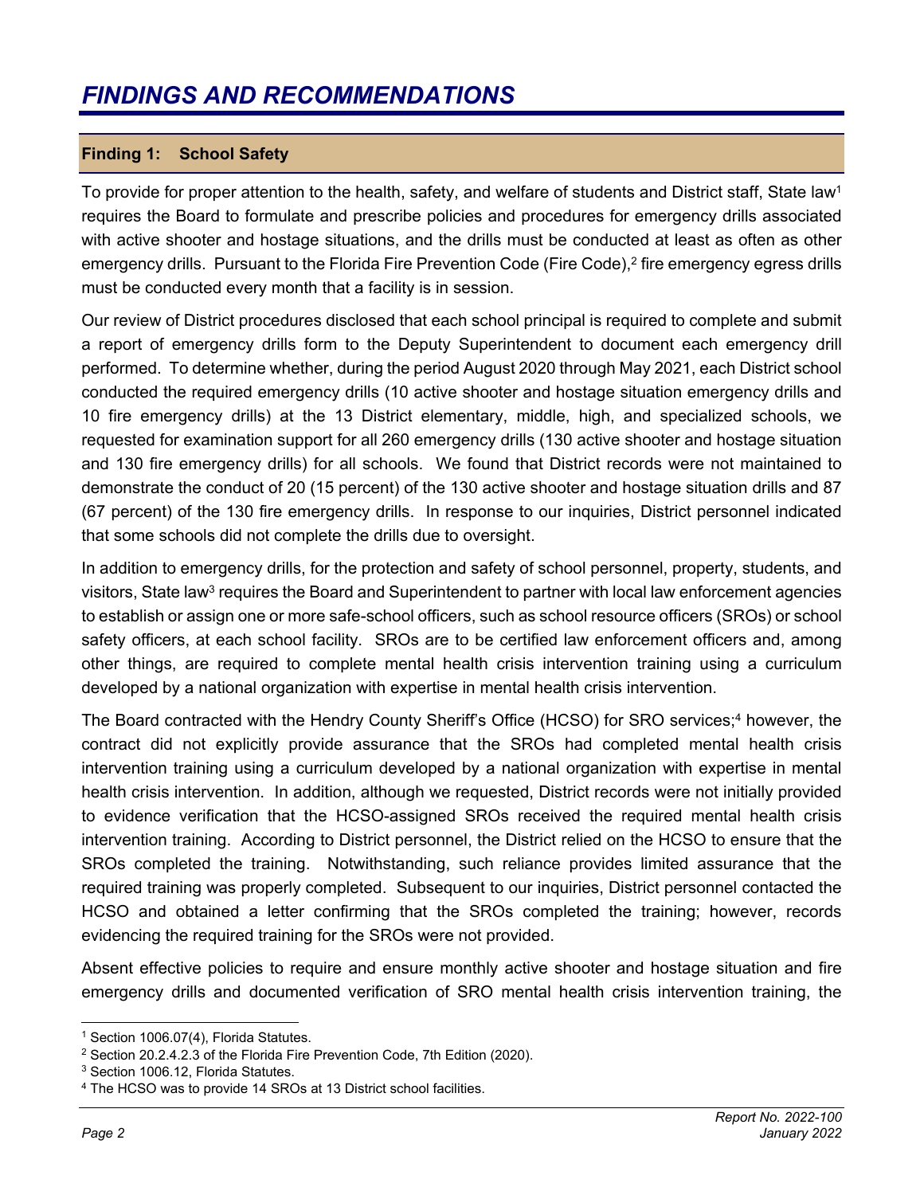# FINDINGS AND RECOMMENDATIONS

## Finding 1: School Safety

To provide for proper attention to the health, safety, and welfare of students and District staff, State law[1] requires the Board to formulate and prescribe policies and procedures for emergency drills associated with active shooter and hostage situations, and the drills must be conducted at least as often as other emergency drills. Pursuant to the Florida Fire Prevention Code (Fire Code),[2] fire emergency egress drills must be conducted every month that a facility is in session.

Our review of District procedures disclosed that each school principal is required to complete and submit a report of emergency drills form to the Deputy Superintendent to document each emergency drill performed. To determine whether, during the period August 2020 through May 2021, each District school conducted the required emergency drills (10 active shooter and hostage situation emergency drills and 10 fire emergency drills) at the 13 District elementary, middle, high, and specialized schools, we requested for examination support for all 260 emergency drills (130 active shooter and hostage situation and 130 fire emergency drills) for all schools. We found that District records were not maintained to demonstrate the conduct of 20 (15 percent) of the 130 active shooter and hostage situation drills and 87 (67 percent) of the 130 fire emergency drills. In response to our inquiries, District personnel indicated that some schools did not complete the drills due to oversight.

In addition to emergency drills, for the protection and safety of school personnel, property, students, and visitors, State law[3] requires the Board and Superintendent to partner with local law enforcement agencies to establish or assign one or more safe-school officers, such as school resource officers (SROs) or school safety officers, at each school facility. SROs are to be certified law enforcement officers and, among other things, are required to complete mental health crisis intervention training using a curriculum developed by a national organization with expertise in mental health crisis intervention.

The Board contracted with the Hendry County Sheriff's Office (HCSO) for SRO services;[4] however, the contract did not explicitly provide assurance that the SROs had completed mental health crisis intervention training using a curriculum developed by a national organization with expertise in mental health crisis intervention. In addition, although we requested, District records were not initially provided to evidence verification that the HCSO-assigned SROs received the required mental health crisis intervention training. According to District personnel, the District relied on the HCSO to ensure that the SROs completed the training. Notwithstanding, such reliance provides limited assurance that the required training was properly completed. Subsequent to our inquiries, District personnel contacted the HCSO and obtained a letter confirming that the SROs completed the training; however, records evidencing the required training for the SROs were not provided.

Absent effective policies to require and ensure monthly active shooter and hostage situation and fire emergency drills and documented verification of SRO mental health crisis intervention training, the

---

[1] Section 1006.07(4), Florida Statutes.

[2] Section 20.2.4.2.3 of the Florida Fire Prevention Code, 7th Edition (2020).

[3] Section 1006.12, Florida Statutes.

[4] The HCSO was to provide 14 SROs at 13 District school facilities.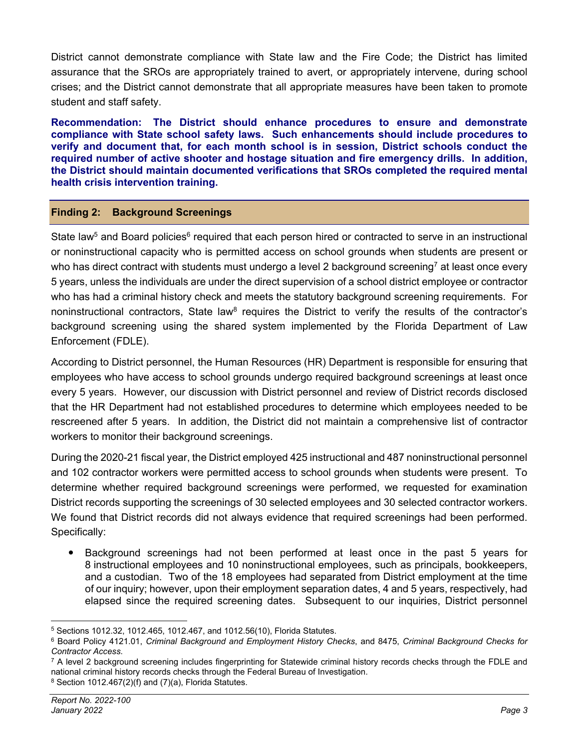District cannot demonstrate compliance with State law and the Fire Code; the District has limited assurance that the SROs are appropriately trained to avert, or appropriately intervene, during school crises; and the District cannot demonstrate that all appropriate measures have been taken to promote student and staff safety.

**Recommendation: The District should enhance procedures to ensure and demonstrate compliance with State school safety laws. Such enhancements should include procedures to verify and document that, for each month school is in session, District schools conduct the required number of active shooter and hostage situation and fire emergency drills. In addition, the District should maintain documented verifications that SROs completed the required mental health crisis intervention training.**

## Finding 2: Background Screenings

State law[5] and Board policies[6] required that each person hired or contracted to serve in an instructional or noninstructional capacity who is permitted access on school grounds when students are present or who has direct contract with students must undergo a level 2 background screening[7] at least once every 5 years, unless the individuals are under the direct supervision of a school district employee or contractor who has had a criminal history check and meets the statutory background screening requirements. For noninstructional contractors, State law[8] requires the District to verify the results of the contractor's background screening using the shared system implemented by the Florida Department of Law Enforcement (FDLE).

According to District personnel, the Human Resources (HR) Department is responsible for ensuring that employees who have access to school grounds undergo required background screenings at least once every 5 years. However, our discussion with District personnel and review of District records disclosed that the HR Department had not established procedures to determine which employees needed to be rescreened after 5 years. In addition, the District did not maintain a comprehensive list of contractor workers to monitor their background screenings.

During the 2020-21 fiscal year, the District employed 425 instructional and 487 noninstructional personnel and 102 contractor workers were permitted access to school grounds when students were present. To determine whether required background screenings were performed, we requested for examination District records supporting the screenings of 30 selected employees and 30 selected contractor workers. We found that District records did not always evidence that required screenings had been performed. Specifically:

- Background screenings had not been performed at least once in the past 5 years for 8 instructional employees and 10 noninstructional employees, such as principals, bookkeepers, and a custodian. Two of the 18 employees had separated from District employment at the time of our inquiry; however, upon their employment separation dates, 4 and 5 years, respectively, had elapsed since the required screening dates. Subsequent to our inquiries, District personnel

---

[5] Sections 1012.32, 1012.465, 1012.467, and 1012.56(10), Florida Statutes.

[6] Board Policy 4121.01, *Criminal Background and Employment History Checks*, and 8475, *Criminal Background Checks for Contractor Access*.

[7] A level 2 background screening includes fingerprinting for Statewide criminal history records checks through the FDLE and national criminal history records checks through the Federal Bureau of Investigation.

[8] Section 1012.467(2)(f) and (7)(a), Florida Statutes.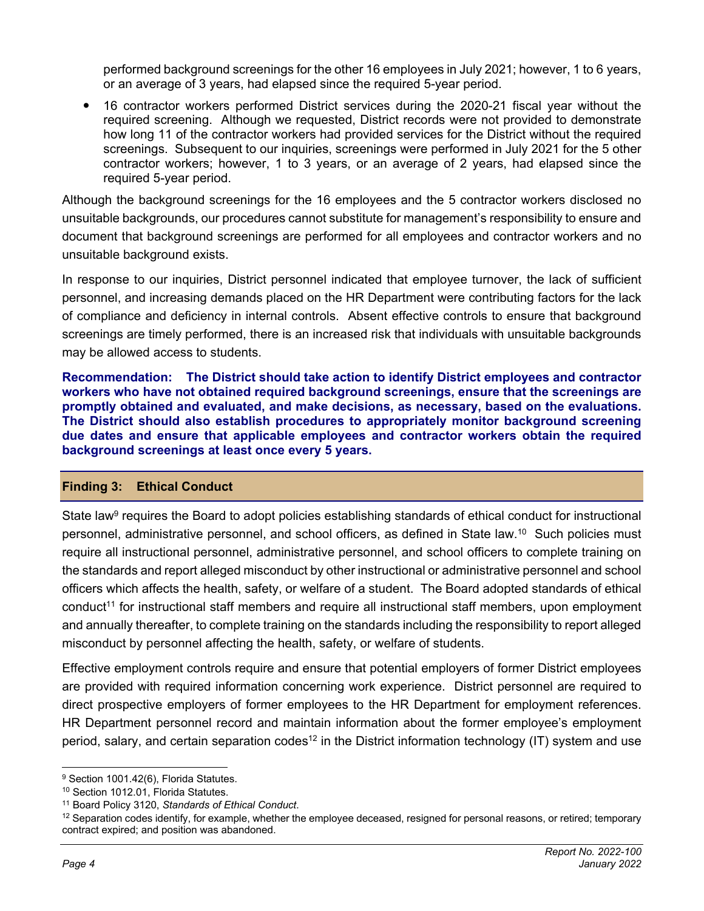performed background screenings for the other 16 employees in July 2021; however, 1 to 6 years, or an average of 3 years, had elapsed since the required 5-year period.

- 16 contractor workers performed District services during the 2020-21 fiscal year without the required screening. Although we requested, District records were not provided to demonstrate how long 11 of the contractor workers had provided services for the District without the required screenings. Subsequent to our inquiries, screenings were performed in July 2021 for the 5 other contractor workers; however, 1 to 3 years, or an average of 2 years, had elapsed since the required 5-year period.

Although the background screenings for the 16 employees and the 5 contractor workers disclosed no unsuitable backgrounds, our procedures cannot substitute for management's responsibility to ensure and document that background screenings are performed for all employees and contractor workers and no unsuitable background exists.

In response to our inquiries, District personnel indicated that employee turnover, the lack of sufficient personnel, and increasing demands placed on the HR Department were contributing factors for the lack of compliance and deficiency in internal controls. Absent effective controls to ensure that background screenings are timely performed, there is an increased risk that individuals with unsuitable backgrounds may be allowed access to students.

**Recommendation: The District should take action to identify District employees and contractor workers who have not obtained required background screenings, ensure that the screenings are promptly obtained and evaluated, and make decisions, as necessary, based on the evaluations. The District should also establish procedures to appropriately monitor background screening due dates and ensure that applicable employees and contractor workers obtain the required background screenings at least once every 5 years.**

## Finding 3: Ethical Conduct

State law[9] requires the Board to adopt policies establishing standards of ethical conduct for instructional personnel, administrative personnel, and school officers, as defined in State law.[10] Such policies must require all instructional personnel, administrative personnel, and school officers to complete training on the standards and report alleged misconduct by other instructional or administrative personnel and school officers which affects the health, safety, or welfare of a student. The Board adopted standards of ethical conduct[11] for instructional staff members and require all instructional staff members, upon employment and annually thereafter, to complete training on the standards including the responsibility to report alleged misconduct by personnel affecting the health, safety, or welfare of students.

Effective employment controls require and ensure that potential employers of former District employees are provided with required information concerning work experience. District personnel are required to direct prospective employers of former employees to the HR Department for employment references. HR Department personnel record and maintain information about the former employee's employment period, salary, and certain separation codes[12] in the District information technology (IT) system and use

---

[9] Section 1001.42(6), Florida Statutes.

[10] Section 1012.01, Florida Statutes.

[11] Board Policy 3120, *Standards of Ethical Conduct*.

[12] Separation codes identify, for example, whether the employee deceased, resigned for personal reasons, or retired; temporary contract expired; and position was abandoned.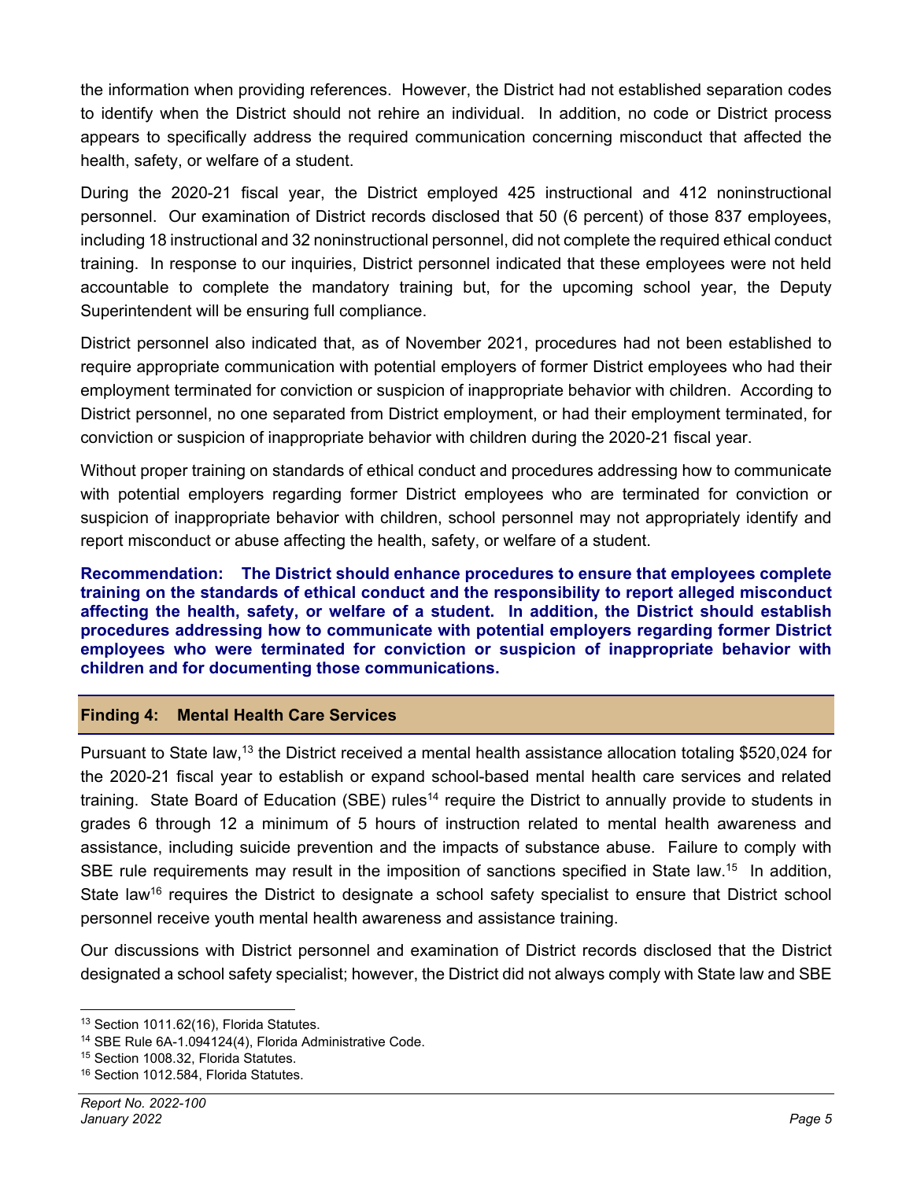the information when providing references. However, the District had not established separation codes to identify when the District should not rehire an individual. In addition, no code or District process appears to specifically address the required communication concerning misconduct that affected the health, safety, or welfare of a student.

During the 2020-21 fiscal year, the District employed 425 instructional and 412 noninstructional personnel. Our examination of District records disclosed that 50 (6 percent) of those 837 employees, including 18 instructional and 32 noninstructional personnel, did not complete the required ethical conduct training. In response to our inquiries, District personnel indicated that these employees were not held accountable to complete the mandatory training but, for the upcoming school year, the Deputy Superintendent will be ensuring full compliance.

District personnel also indicated that, as of November 2021, procedures had not been established to require appropriate communication with potential employers of former District employees who had their employment terminated for conviction or suspicion of inappropriate behavior with children. According to District personnel, no one separated from District employment, or had their employment terminated, for conviction or suspicion of inappropriate behavior with children during the 2020-21 fiscal year.

Without proper training on standards of ethical conduct and procedures addressing how to communicate with potential employers regarding former District employees who are terminated for conviction or suspicion of inappropriate behavior with children, school personnel may not appropriately identify and report misconduct or abuse affecting the health, safety, or welfare of a student.

**Recommendation: The District should enhance procedures to ensure that employees complete training on the standards of ethical conduct and the responsibility to report alleged misconduct affecting the health, safety, or welfare of a student. In addition, the District should establish procedures addressing how to communicate with potential employers regarding former District employees who were terminated for conviction or suspicion of inappropriate behavior with children and for documenting those communications.**

## Finding 4: Mental Health Care Services

Pursuant to State law,[13] the District received a mental health assistance allocation totaling $520,024 for the 2020-21 fiscal year to establish or expand school-based mental health care services and related training. State Board of Education (SBE) rules[14] require the District to annually provide to students in grades 6 through 12 a minimum of 5 hours of instruction related to mental health awareness and assistance, including suicide prevention and the impacts of substance abuse. Failure to comply with SBE rule requirements may result in the imposition of sanctions specified in State law.[15] In addition, State law[16] requires the District to designate a school safety specialist to ensure that District school personnel receive youth mental health awareness and assistance training.

Our discussions with District personnel and examination of District records disclosed that the District designated a school safety specialist; however, the District did not always comply with State law and SBE

---

[13] Section 1011.62(16), Florida Statutes.

[14] SBE Rule 6A-1.094124(4), Florida Administrative Code.

[15] Section 1008.32, Florida Statutes.

[16] Section 1012.584, Florida Statutes.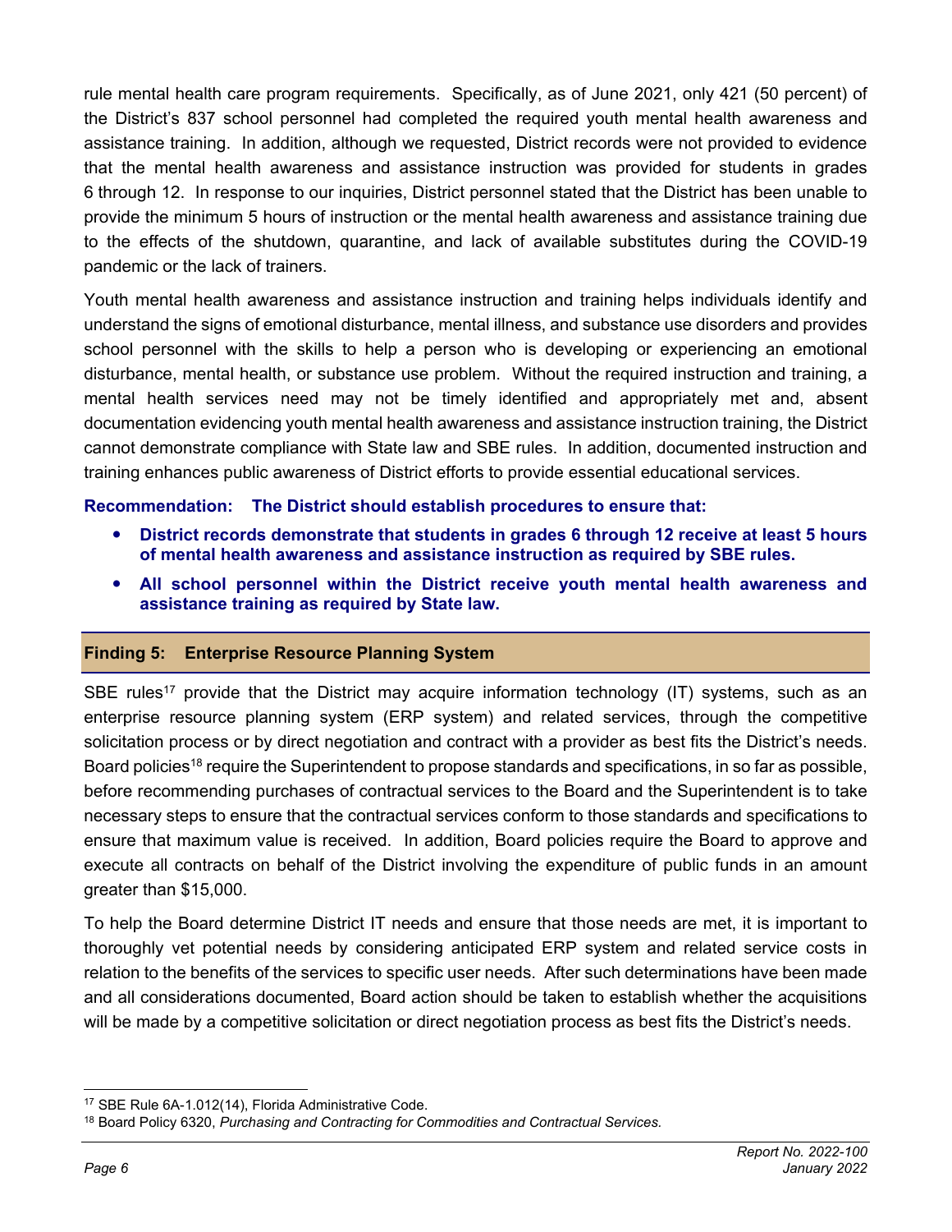rule mental health care program requirements. Specifically, as of June 2021, only 421 (50 percent) of the District's 837 school personnel had completed the required youth mental health awareness and assistance training. In addition, although we requested, District records were not provided to evidence that the mental health awareness and assistance instruction was provided for students in grades 6 through 12. In response to our inquiries, District personnel stated that the District has been unable to provide the minimum 5 hours of instruction or the mental health awareness and assistance training due to the effects of the shutdown, quarantine, and lack of available substitutes during the COVID-19 pandemic or the lack of trainers.

Youth mental health awareness and assistance instruction and training helps individuals identify and understand the signs of emotional disturbance, mental illness, and substance use disorders and provides school personnel with the skills to help a person who is developing or experiencing an emotional disturbance, mental health, or substance use problem. Without the required instruction and training, a mental health services need may not be timely identified and appropriately met and, absent documentation evidencing youth mental health awareness and assistance instruction training, the District cannot demonstrate compliance with State law and SBE rules. In addition, documented instruction and training enhances public awareness of District efforts to provide essential educational services.

**Recommendation: The District should establish procedures to ensure that:**

- **District records demonstrate that students in grades 6 through 12 receive at least 5 hours of mental health awareness and assistance instruction as required by SBE rules.**
- **All school personnel within the District receive youth mental health awareness and assistance training as required by State law.**

## Finding 5: Enterprise Resource Planning System

SBE rules[17] provide that the District may acquire information technology (IT) systems, such as an enterprise resource planning system (ERP system) and related services, through the competitive solicitation process or by direct negotiation and contract with a provider as best fits the District's needs. Board policies[18] require the Superintendent to propose standards and specifications, in so far as possible, before recommending purchases of contractual services to the Board and the Superintendent is to take necessary steps to ensure that the contractual services conform to those standards and specifications to ensure that maximum value is received. In addition, Board policies require the Board to approve and execute all contracts on behalf of the District involving the expenditure of public funds in an amount greater than $15,000.

To help the Board determine District IT needs and ensure that those needs are met, it is important to thoroughly vet potential needs by considering anticipated ERP system and related service costs in relation to the benefits of the services to specific user needs. After such determinations have been made and all considerations documented, Board action should be taken to establish whether the acquisitions will be made by a competitive solicitation or direct negotiation process as best fits the District's needs.

---

[17] SBE Rule 6A-1.012(14), Florida Administrative Code.

[18] Board Policy 6320, *Purchasing and Contracting for Commodities and Contractual Services.*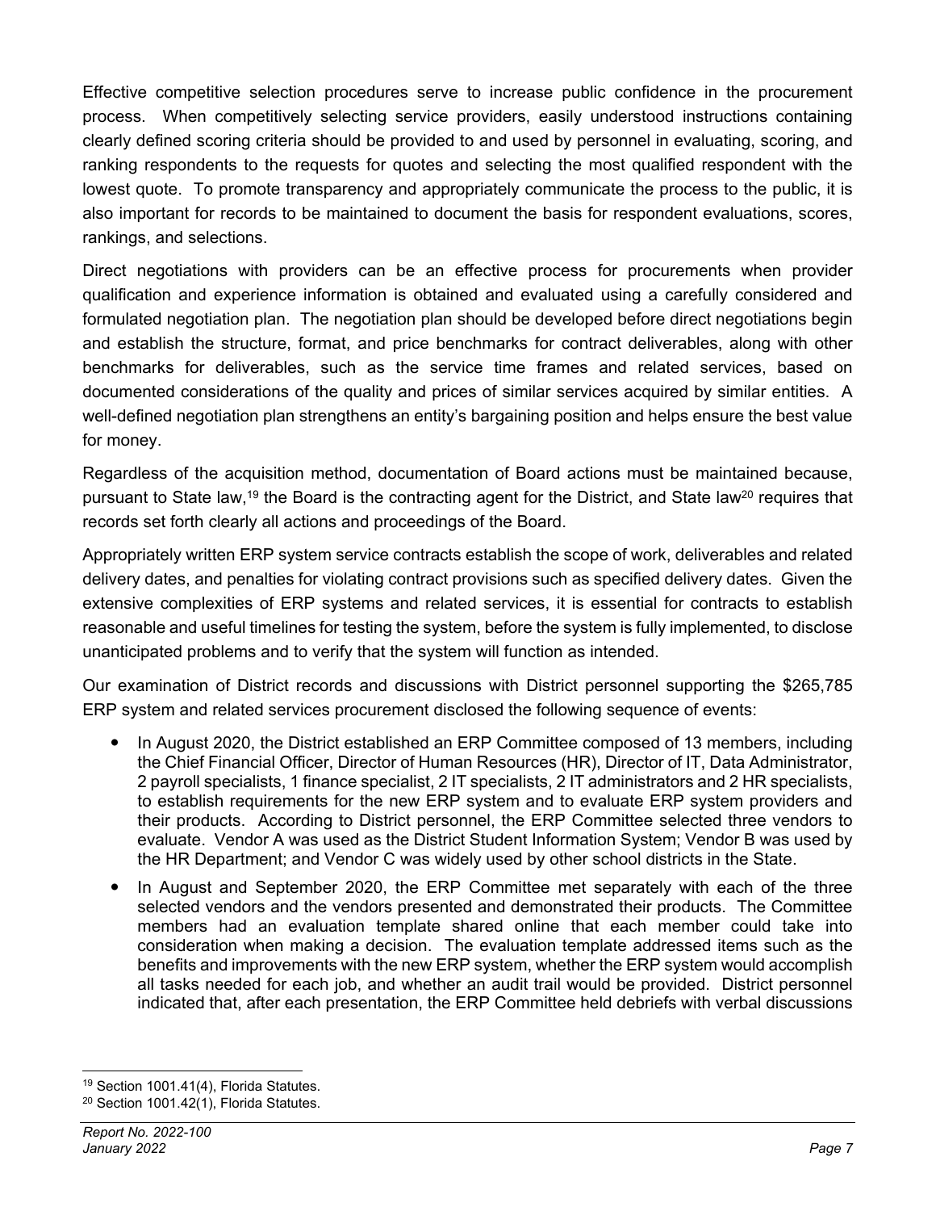Effective competitive selection procedures serve to increase public confidence in the procurement process. When competitively selecting service providers, easily understood instructions containing clearly defined scoring criteria should be provided to and used by personnel in evaluating, scoring, and ranking respondents to the requests for quotes and selecting the most qualified respondent with the lowest quote. To promote transparency and appropriately communicate the process to the public, it is also important for records to be maintained to document the basis for respondent evaluations, scores, rankings, and selections.

Direct negotiations with providers can be an effective process for procurements when provider qualification and experience information is obtained and evaluated using a carefully considered and formulated negotiation plan. The negotiation plan should be developed before direct negotiations begin and establish the structure, format, and price benchmarks for contract deliverables, along with other benchmarks for deliverables, such as the service time frames and related services, based on documented considerations of the quality and prices of similar services acquired by similar entities. A well-defined negotiation plan strengthens an entity's bargaining position and helps ensure the best value for money.

Regardless of the acquisition method, documentation of Board actions must be maintained because, pursuant to State law,[19] the Board is the contracting agent for the District, and State law[20] requires that records set forth clearly all actions and proceedings of the Board.

Appropriately written ERP system service contracts establish the scope of work, deliverables and related delivery dates, and penalties for violating contract provisions such as specified delivery dates. Given the extensive complexities of ERP systems and related services, it is essential for contracts to establish reasonable and useful timelines for testing the system, before the system is fully implemented, to disclose unanticipated problems and to verify that the system will function as intended.

Our examination of District records and discussions with District personnel supporting the $265,785 ERP system and related services procurement disclosed the following sequence of events:

- In August 2020, the District established an ERP Committee composed of 13 members, including the Chief Financial Officer, Director of Human Resources (HR), Director of IT, Data Administrator, 2 payroll specialists, 1 finance specialist, 2 IT specialists, 2 IT administrators and 2 HR specialists, to establish requirements for the new ERP system and to evaluate ERP system providers and their products. According to District personnel, the ERP Committee selected three vendors to evaluate. Vendor A was used as the District Student Information System; Vendor B was used by the HR Department; and Vendor C was widely used by other school districts in the State.
- In August and September 2020, the ERP Committee met separately with each of the three selected vendors and the vendors presented and demonstrated their products. The Committee members had an evaluation template shared online that each member could take into consideration when making a decision. The evaluation template addressed items such as the benefits and improvements with the new ERP system, whether the ERP system would accomplish all tasks needed for each job, and whether an audit trail would be provided. District personnel indicated that, after each presentation, the ERP Committee held debriefs with verbal discussions

[19] Section 1001.41(4), Florida Statutes.

[20] Section 1001.42(1), Florida Statutes.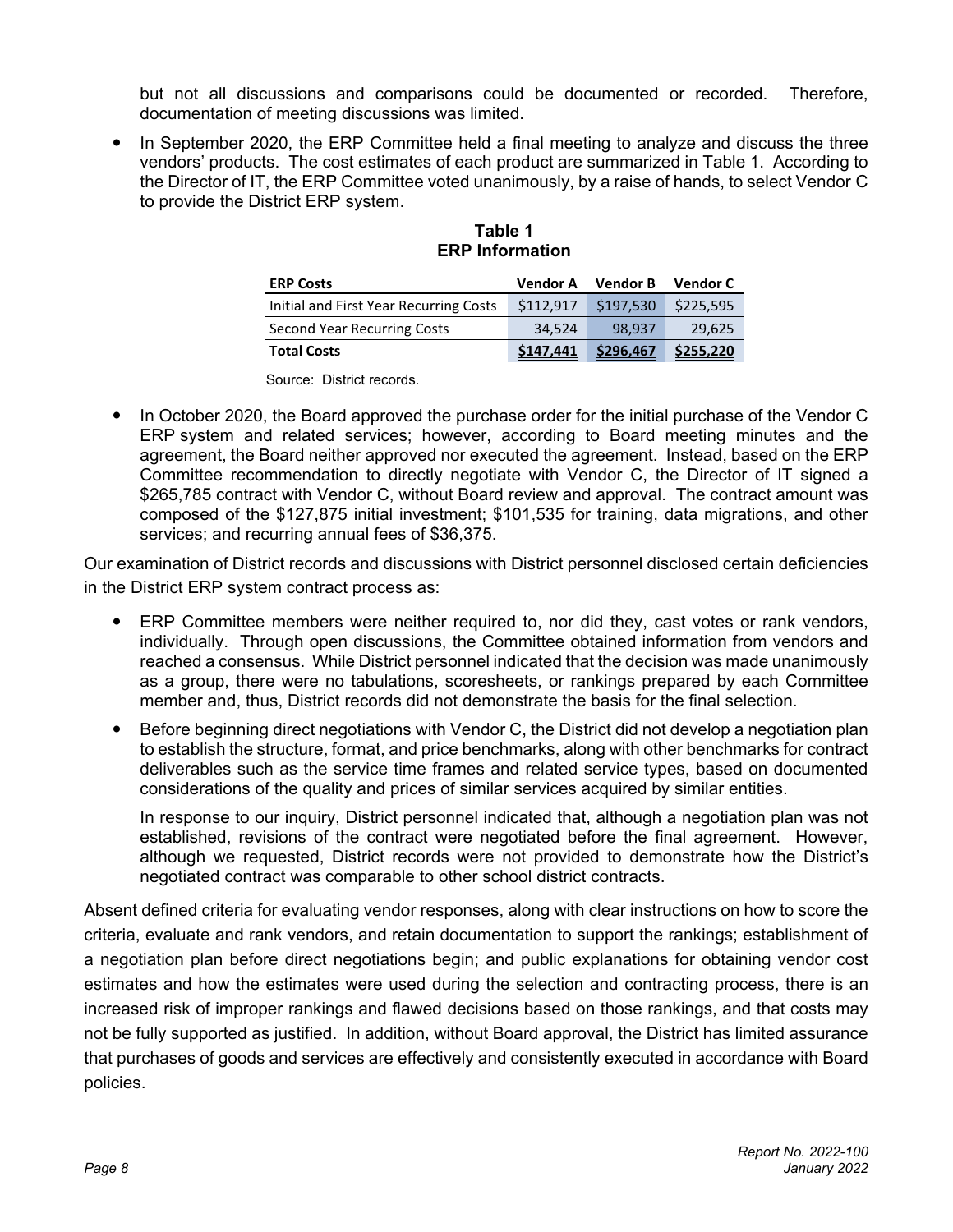but not all discussions and comparisons could be documented or recorded. Therefore, documentation of meeting discussions was limited.

- In September 2020, the ERP Committee held a final meeting to analyze and discuss the three vendors' products. The cost estimates of each product are summarized in Table 1. According to the Director of IT, the ERP Committee voted unanimously, by a raise of hands, to select Vendor C to provide the District ERP system.

**Table 1**
**ERP Information**

| ERP Costs | Vendor A | Vendor B | Vendor C |
|---|---|---|---|
| Initial and First Year Recurring Costs | $112,917 | $197,530 | $225,595 |
| Second Year Recurring Costs | 34,524 | 98,937 | 29,625 |
| **Total Costs** | **$147,441** | **$296,467** | **$255,220** |

Source: District records.

- In October 2020, the Board approved the purchase order for the initial purchase of the Vendor C ERP system and related services; however, according to Board meeting minutes and the agreement, the Board neither approved nor executed the agreement. Instead, based on the ERP Committee recommendation to directly negotiate with Vendor C, the Director of IT signed a $265,785 contract with Vendor C, without Board review and approval. The contract amount was composed of the $127,875 initial investment; $101,535 for training, data migrations, and other services; and recurring annual fees of $36,375.

Our examination of District records and discussions with District personnel disclosed certain deficiencies in the District ERP system contract process as:

- ERP Committee members were neither required to, nor did they, cast votes or rank vendors, individually. Through open discussions, the Committee obtained information from vendors and reached a consensus. While District personnel indicated that the decision was made unanimously as a group, there were no tabulations, scoresheets, or rankings prepared by each Committee member and, thus, District records did not demonstrate the basis for the final selection.
- Before beginning direct negotiations with Vendor C, the District did not develop a negotiation plan to establish the structure, format, and price benchmarks, along with other benchmarks for contract deliverables such as the service time frames and related service types, based on documented considerations of the quality and prices of similar services acquired by similar entities.

  In response to our inquiry, District personnel indicated that, although a negotiation plan was not established, revisions of the contract were negotiated before the final agreement. However, although we requested, District records were not provided to demonstrate how the District's negotiated contract was comparable to other school district contracts.

Absent defined criteria for evaluating vendor responses, along with clear instructions on how to score the criteria, evaluate and rank vendors, and retain documentation to support the rankings; establishment of a negotiation plan before direct negotiations begin; and public explanations for obtaining vendor cost estimates and how the estimates were used during the selection and contracting process, there is an increased risk of improper rankings and flawed decisions based on those rankings, and that costs may not be fully supported as justified. In addition, without Board approval, the District has limited assurance that purchases of goods and services are effectively and consistently executed in accordance with Board policies.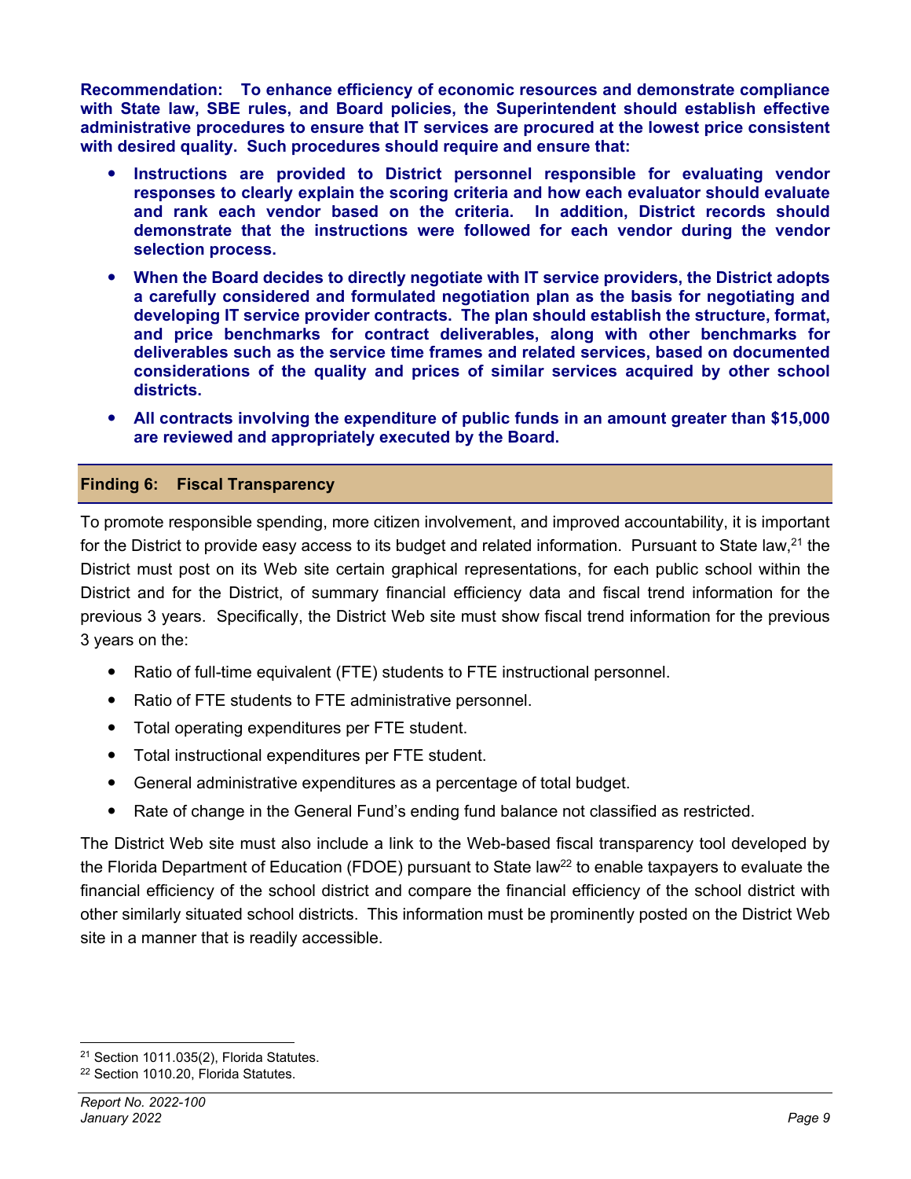**Recommendation: To enhance efficiency of economic resources and demonstrate compliance with State law, SBE rules, and Board policies, the Superintendent should establish effective administrative procedures to ensure that IT services are procured at the lowest price consistent with desired quality. Such procedures should require and ensure that:**

- **Instructions are provided to District personnel responsible for evaluating vendor responses to clearly explain the scoring criteria and how each evaluator should evaluate and rank each vendor based on the criteria. In addition, District records should demonstrate that the instructions were followed for each vendor during the vendor selection process.**
- **When the Board decides to directly negotiate with IT service providers, the District adopts a carefully considered and formulated negotiation plan as the basis for negotiating and developing IT service provider contracts. The plan should establish the structure, format, and price benchmarks for contract deliverables, along with other benchmarks for deliverables such as the service time frames and related services, based on documented considerations of the quality and prices of similar services acquired by other school districts.**
- **All contracts involving the expenditure of public funds in an amount greater than $15,000 are reviewed and appropriately executed by the Board.**

## Finding 6: Fiscal Transparency

To promote responsible spending, more citizen involvement, and improved accountability, it is important for the District to provide easy access to its budget and related information. Pursuant to State law,[21] the District must post on its Web site certain graphical representations, for each public school within the District and for the District, of summary financial efficiency data and fiscal trend information for the previous 3 years. Specifically, the District Web site must show fiscal trend information for the previous 3 years on the:

- Ratio of full-time equivalent (FTE) students to FTE instructional personnel.
- Ratio of FTE students to FTE administrative personnel.
- Total operating expenditures per FTE student.
- Total instructional expenditures per FTE student.
- General administrative expenditures as a percentage of total budget.
- Rate of change in the General Fund's ending fund balance not classified as restricted.

The District Web site must also include a link to the Web-based fiscal transparency tool developed by the Florida Department of Education (FDOE) pursuant to State law[22] to enable taxpayers to evaluate the financial efficiency of the school district and compare the financial efficiency of the school district with other similarly situated school districts. This information must be prominently posted on the District Web site in a manner that is readily accessible.

[21] Section 1011.035(2), Florida Statutes.

[22] Section 1010.20, Florida Statutes.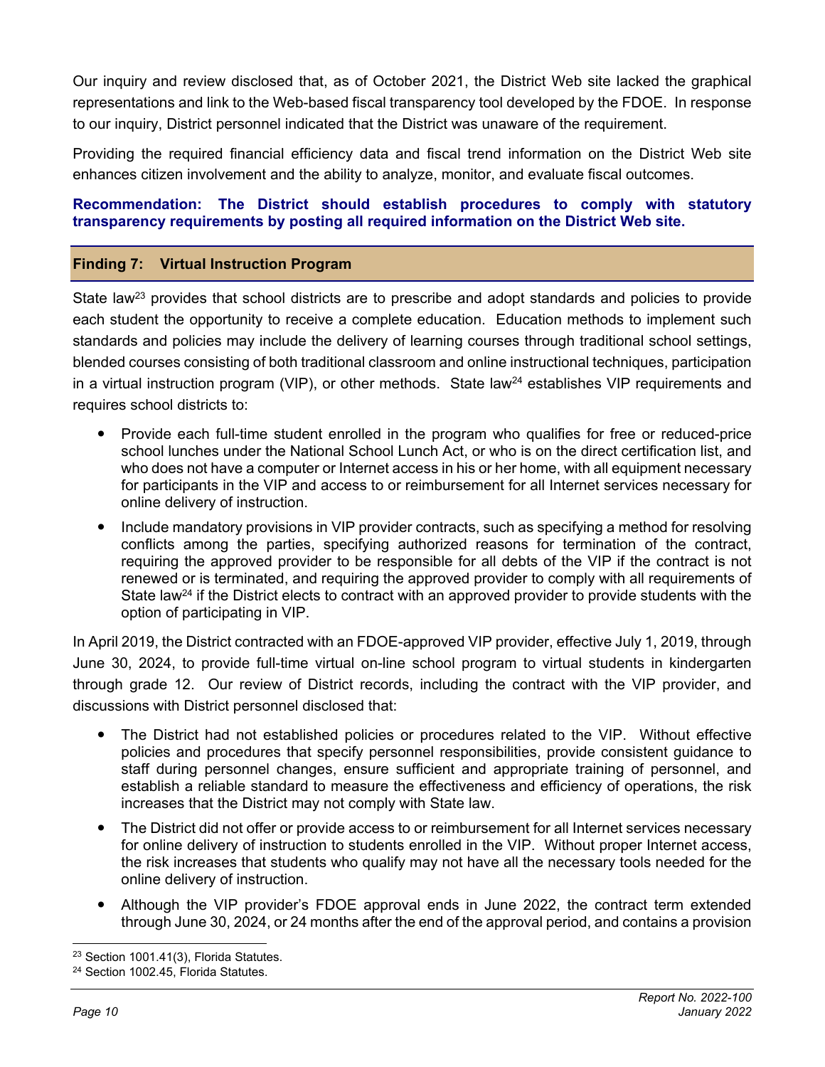Our inquiry and review disclosed that, as of October 2021, the District Web site lacked the graphical representations and link to the Web-based fiscal transparency tool developed by the FDOE. In response to our inquiry, District personnel indicated that the District was unaware of the requirement.

Providing the required financial efficiency data and fiscal trend information on the District Web site enhances citizen involvement and the ability to analyze, monitor, and evaluate fiscal outcomes.

**Recommendation: The District should establish procedures to comply with statutory transparency requirements by posting all required information on the District Web site.**

## Finding 7: Virtual Instruction Program

State law[23] provides that school districts are to prescribe and adopt standards and policies to provide each student the opportunity to receive a complete education. Education methods to implement such standards and policies may include the delivery of learning courses through traditional school settings, blended courses consisting of both traditional classroom and online instructional techniques, participation in a virtual instruction program (VIP), or other methods. State law[24] establishes VIP requirements and requires school districts to:

- Provide each full-time student enrolled in the program who qualifies for free or reduced-price school lunches under the National School Lunch Act, or who is on the direct certification list, and who does not have a computer or Internet access in his or her home, with all equipment necessary for participants in the VIP and access to or reimbursement for all Internet services necessary for online delivery of instruction.
- Include mandatory provisions in VIP provider contracts, such as specifying a method for resolving conflicts among the parties, specifying authorized reasons for termination of the contract, requiring the approved provider to be responsible for all debts of the VIP if the contract is not renewed or is terminated, and requiring the approved provider to comply with all requirements of State law[24] if the District elects to contract with an approved provider to provide students with the option of participating in VIP.

In April 2019, the District contracted with an FDOE-approved VIP provider, effective July 1, 2019, through June 30, 2024, to provide full-time virtual on-line school program to virtual students in kindergarten through grade 12. Our review of District records, including the contract with the VIP provider, and discussions with District personnel disclosed that:

- The District had not established policies or procedures related to the VIP. Without effective policies and procedures that specify personnel responsibilities, provide consistent guidance to staff during personnel changes, ensure sufficient and appropriate training of personnel, and establish a reliable standard to measure the effectiveness and efficiency of operations, the risk increases that the District may not comply with State law.
- The District did not offer or provide access to or reimbursement for all Internet services necessary for online delivery of instruction to students enrolled in the VIP. Without proper Internet access, the risk increases that students who qualify may not have all the necessary tools needed for the online delivery of instruction.
- Although the VIP provider's FDOE approval ends in June 2022, the contract term extended through June 30, 2024, or 24 months after the end of the approval period, and contains a provision

[23] Section 1001.41(3), Florida Statutes.

[24] Section 1002.45, Florida Statutes.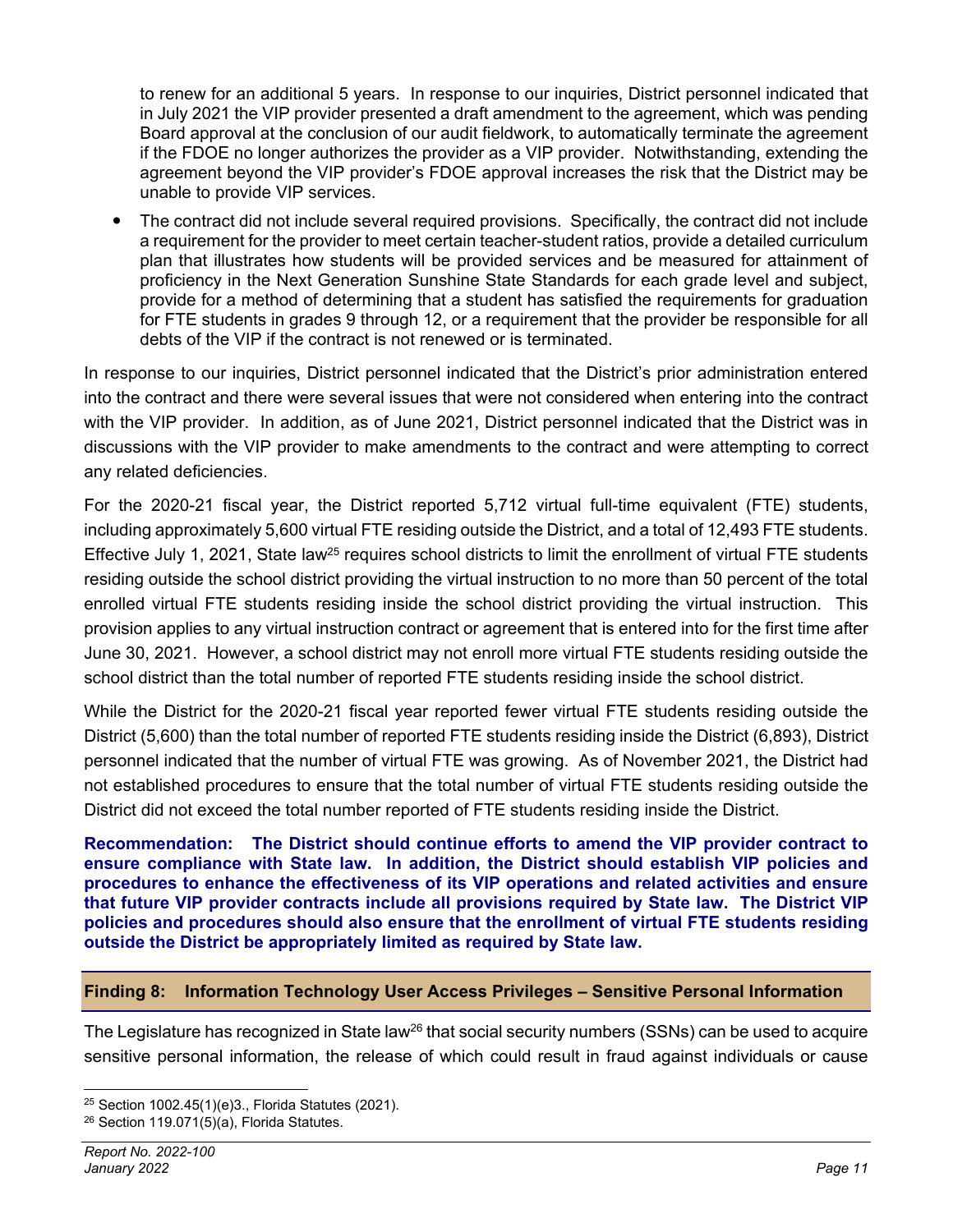to renew for an additional 5 years. In response to our inquiries, District personnel indicated that in July 2021 the VIP provider presented a draft amendment to the agreement, which was pending Board approval at the conclusion of our audit fieldwork, to automatically terminate the agreement if the FDOE no longer authorizes the provider as a VIP provider. Notwithstanding, extending the agreement beyond the VIP provider's FDOE approval increases the risk that the District may be unable to provide VIP services.

- The contract did not include several required provisions. Specifically, the contract did not include a requirement for the provider to meet certain teacher-student ratios, provide a detailed curriculum plan that illustrates how students will be provided services and be measured for attainment of proficiency in the Next Generation Sunshine State Standards for each grade level and subject, provide for a method of determining that a student has satisfied the requirements for graduation for FTE students in grades 9 through 12, or a requirement that the provider be responsible for all debts of the VIP if the contract is not renewed or is terminated.

In response to our inquiries, District personnel indicated that the District's prior administration entered into the contract and there were several issues that were not considered when entering into the contract with the VIP provider. In addition, as of June 2021, District personnel indicated that the District was in discussions with the VIP provider to make amendments to the contract and were attempting to correct any related deficiencies.

For the 2020-21 fiscal year, the District reported 5,712 virtual full-time equivalent (FTE) students, including approximately 5,600 virtual FTE residing outside the District, and a total of 12,493 FTE students. Effective July 1, 2021, State law[25] requires school districts to limit the enrollment of virtual FTE students residing outside the school district providing the virtual instruction to no more than 50 percent of the total enrolled virtual FTE students residing inside the school district providing the virtual instruction. This provision applies to any virtual instruction contract or agreement that is entered into for the first time after June 30, 2021. However, a school district may not enroll more virtual FTE students residing outside the school district than the total number of reported FTE students residing inside the school district.

While the District for the 2020-21 fiscal year reported fewer virtual FTE students residing outside the District (5,600) than the total number of reported FTE students residing inside the District (6,893), District personnel indicated that the number of virtual FTE was growing. As of November 2021, the District had not established procedures to ensure that the total number of virtual FTE students residing outside the District did not exceed the total number reported of FTE students residing inside the District.

**Recommendation: The District should continue efforts to amend the VIP provider contract to ensure compliance with State law. In addition, the District should establish VIP policies and procedures to enhance the effectiveness of its VIP operations and related activities and ensure that future VIP provider contracts include all provisions required by State law. The District VIP policies and procedures should also ensure that the enrollment of virtual FTE students residing outside the District be appropriately limited as required by State law.**

## Finding 8: Information Technology User Access Privileges – Sensitive Personal Information

The Legislature has recognized in State law[26] that social security numbers (SSNs) can be used to acquire sensitive personal information, the release of which could result in fraud against individuals or cause

[25] Section 1002.45(1)(e)3., Florida Statutes (2021).

[26] Section 119.071(5)(a), Florida Statutes.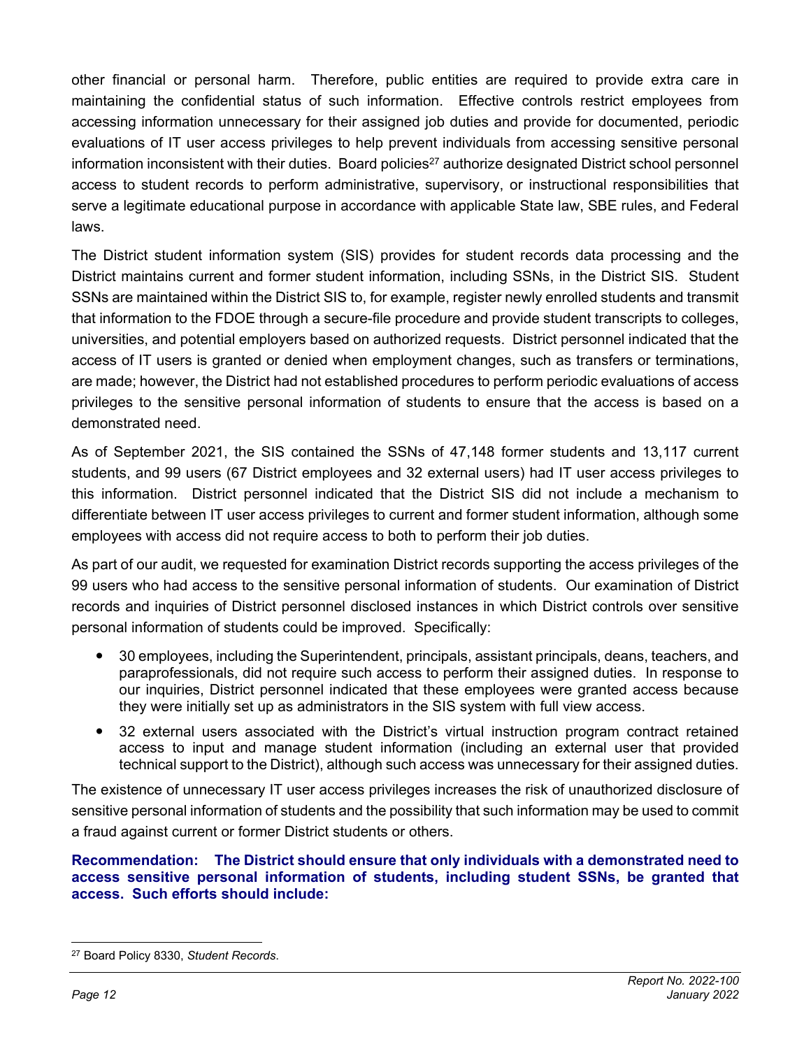other financial or personal harm. Therefore, public entities are required to provide extra care in maintaining the confidential status of such information. Effective controls restrict employees from accessing information unnecessary for their assigned job duties and provide for documented, periodic evaluations of IT user access privileges to help prevent individuals from accessing sensitive personal information inconsistent with their duties. Board policies[27] authorize designated District school personnel access to student records to perform administrative, supervisory, or instructional responsibilities that serve a legitimate educational purpose in accordance with applicable State law, SBE rules, and Federal laws.

The District student information system (SIS) provides for student records data processing and the District maintains current and former student information, including SSNs, in the District SIS. Student SSNs are maintained within the District SIS to, for example, register newly enrolled students and transmit that information to the FDOE through a secure-file procedure and provide student transcripts to colleges, universities, and potential employers based on authorized requests. District personnel indicated that the access of IT users is granted or denied when employment changes, such as transfers or terminations, are made; however, the District had not established procedures to perform periodic evaluations of access privileges to the sensitive personal information of students to ensure that the access is based on a demonstrated need.

As of September 2021, the SIS contained the SSNs of 47,148 former students and 13,117 current students, and 99 users (67 District employees and 32 external users) had IT user access privileges to this information. District personnel indicated that the District SIS did not include a mechanism to differentiate between IT user access privileges to current and former student information, although some employees with access did not require access to both to perform their job duties.

As part of our audit, we requested for examination District records supporting the access privileges of the 99 users who had access to the sensitive personal information of students. Our examination of District records and inquiries of District personnel disclosed instances in which District controls over sensitive personal information of students could be improved. Specifically:

- 30 employees, including the Superintendent, principals, assistant principals, deans, teachers, and paraprofessionals, did not require such access to perform their assigned duties. In response to our inquiries, District personnel indicated that these employees were granted access because they were initially set up as administrators in the SIS system with full view access.
- 32 external users associated with the District's virtual instruction program contract retained access to input and manage student information (including an external user that provided technical support to the District), although such access was unnecessary for their assigned duties.

The existence of unnecessary IT user access privileges increases the risk of unauthorized disclosure of sensitive personal information of students and the possibility that such information may be used to commit a fraud against current or former District students or others.

**Recommendation: The District should ensure that only individuals with a demonstrated need to access sensitive personal information of students, including student SSNs, be granted that access. Such efforts should include:**

[27] Board Policy 8330, *Student Records*.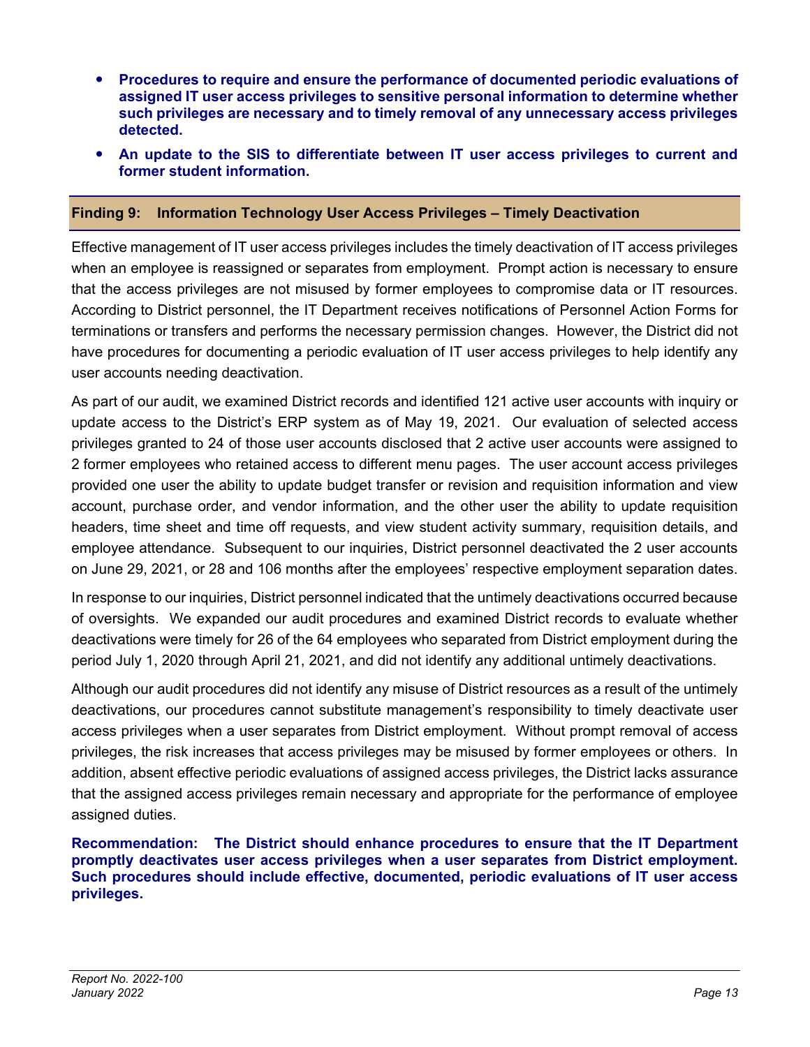- **Procedures to require and ensure the performance of documented periodic evaluations of assigned IT user access privileges to sensitive personal information to determine whether such privileges are necessary and to timely removal of any unnecessary access privileges detected.**
- **An update to the SIS to differentiate between IT user access privileges to current and former student information.**

## Finding 9: Information Technology User Access Privileges – Timely Deactivation

Effective management of IT user access privileges includes the timely deactivation of IT access privileges when an employee is reassigned or separates from employment. Prompt action is necessary to ensure that the access privileges are not misused by former employees to compromise data or IT resources. According to District personnel, the IT Department receives notifications of Personnel Action Forms for terminations or transfers and performs the necessary permission changes. However, the District did not have procedures for documenting a periodic evaluation of IT user access privileges to help identify any user accounts needing deactivation.

As part of our audit, we examined District records and identified 121 active user accounts with inquiry or update access to the District's ERP system as of May 19, 2021. Our evaluation of selected access privileges granted to 24 of those user accounts disclosed that 2 active user accounts were assigned to 2 former employees who retained access to different menu pages. The user account access privileges provided one user the ability to update budget transfer or revision and requisition information and view account, purchase order, and vendor information, and the other user the ability to update requisition headers, time sheet and time off requests, and view student activity summary, requisition details, and employee attendance. Subsequent to our inquiries, District personnel deactivated the 2 user accounts on June 29, 2021, or 28 and 106 months after the employees' respective employment separation dates.

In response to our inquiries, District personnel indicated that the untimely deactivations occurred because of oversights. We expanded our audit procedures and examined District records to evaluate whether deactivations were timely for 26 of the 64 employees who separated from District employment during the period July 1, 2020 through April 21, 2021, and did not identify any additional untimely deactivations.

Although our audit procedures did not identify any misuse of District resources as a result of the untimely deactivations, our procedures cannot substitute management's responsibility to timely deactivate user access privileges when a user separates from District employment. Without prompt removal of access privileges, the risk increases that access privileges may be misused by former employees or others. In addition, absent effective periodic evaluations of assigned access privileges, the District lacks assurance that the assigned access privileges remain necessary and appropriate for the performance of employee assigned duties.

**Recommendation: The District should enhance procedures to ensure that the IT Department promptly deactivates user access privileges when a user separates from District employment. Such procedures should include effective, documented, periodic evaluations of IT user access privileges.**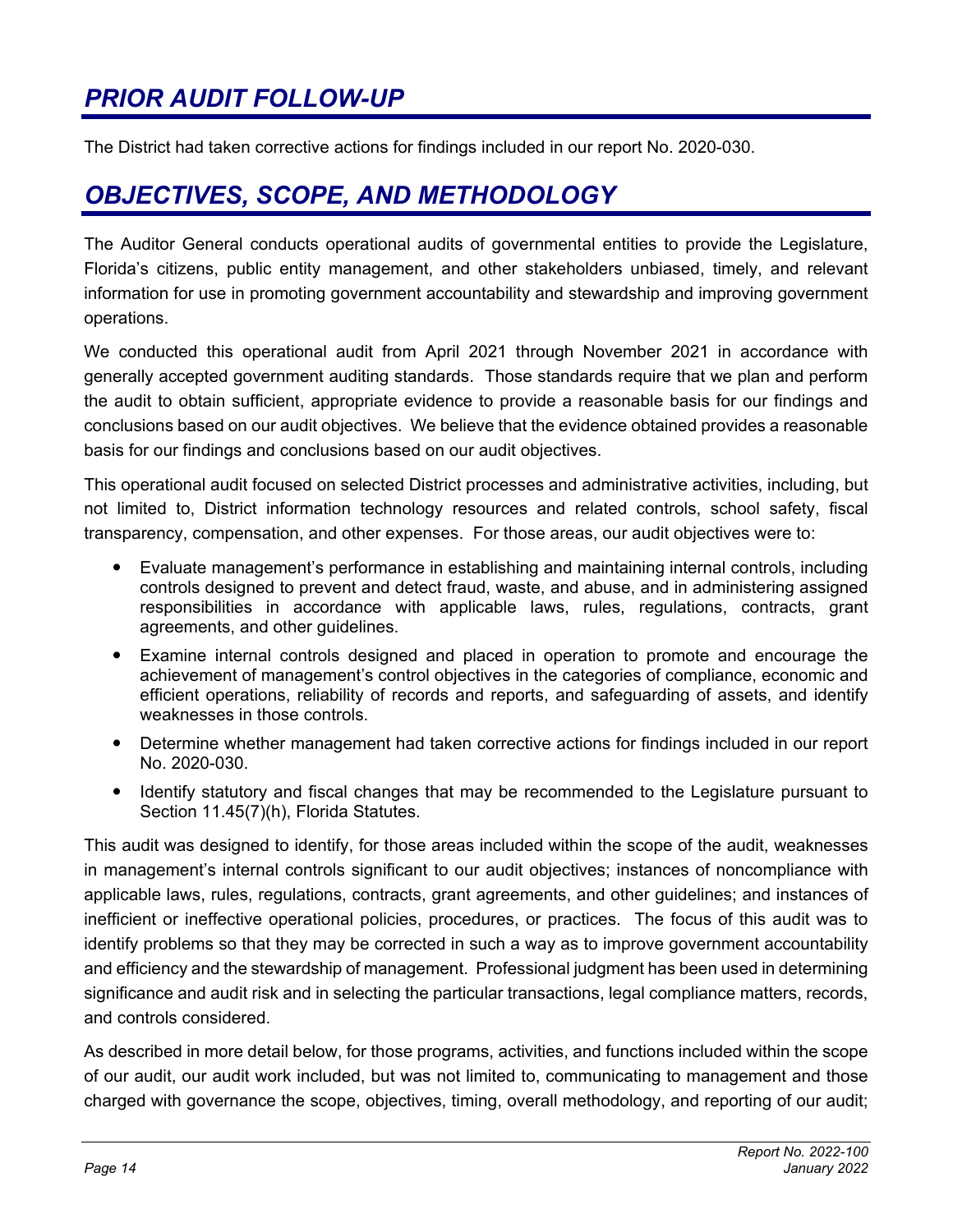## *PRIOR AUDIT FOLLOW-UP*

The District had taken corrective actions for findings included in our report No. 2020-030.

## *OBJECTIVES, SCOPE, AND METHODOLOGY*

The Auditor General conducts operational audits of governmental entities to provide the Legislature, Florida's citizens, public entity management, and other stakeholders unbiased, timely, and relevant information for use in promoting government accountability and stewardship and improving government operations.

We conducted this operational audit from April 2021 through November 2021 in accordance with generally accepted government auditing standards. Those standards require that we plan and perform the audit to obtain sufficient, appropriate evidence to provide a reasonable basis for our findings and conclusions based on our audit objectives. We believe that the evidence obtained provides a reasonable basis for our findings and conclusions based on our audit objectives.

This operational audit focused on selected District processes and administrative activities, including, but not limited to, District information technology resources and related controls, school safety, fiscal transparency, compensation, and other expenses. For those areas, our audit objectives were to:

- Evaluate management's performance in establishing and maintaining internal controls, including controls designed to prevent and detect fraud, waste, and abuse, and in administering assigned responsibilities in accordance with applicable laws, rules, regulations, contracts, grant agreements, and other guidelines.
- Examine internal controls designed and placed in operation to promote and encourage the achievement of management's control objectives in the categories of compliance, economic and efficient operations, reliability of records and reports, and safeguarding of assets, and identify weaknesses in those controls.
- Determine whether management had taken corrective actions for findings included in our report No. 2020-030.
- Identify statutory and fiscal changes that may be recommended to the Legislature pursuant to Section 11.45(7)(h), Florida Statutes.

This audit was designed to identify, for those areas included within the scope of the audit, weaknesses in management's internal controls significant to our audit objectives; instances of noncompliance with applicable laws, rules, regulations, contracts, grant agreements, and other guidelines; and instances of inefficient or ineffective operational policies, procedures, or practices. The focus of this audit was to identify problems so that they may be corrected in such a way as to improve government accountability and efficiency and the stewardship of management. Professional judgment has been used in determining significance and audit risk and in selecting the particular transactions, legal compliance matters, records, and controls considered.

As described in more detail below, for those programs, activities, and functions included within the scope of our audit, our audit work included, but was not limited to, communicating to management and those charged with governance the scope, objectives, timing, overall methodology, and reporting of our audit;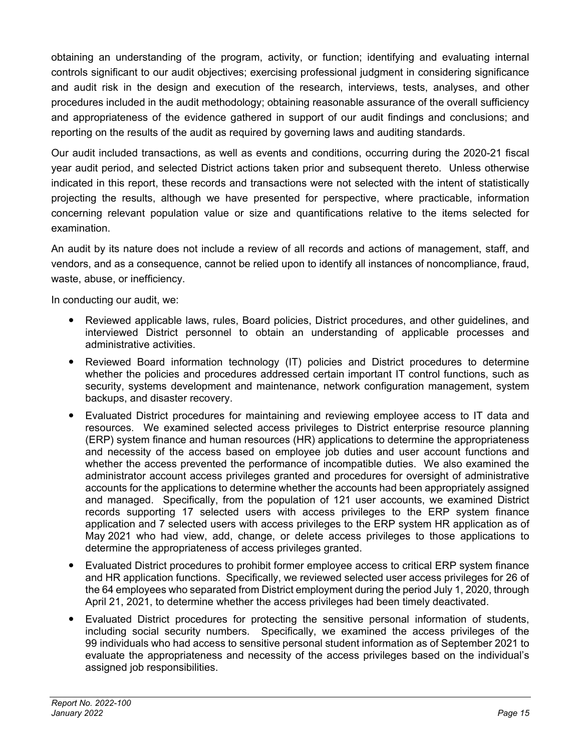obtaining an understanding of the program, activity, or function; identifying and evaluating internal controls significant to our audit objectives; exercising professional judgment in considering significance and audit risk in the design and execution of the research, interviews, tests, analyses, and other procedures included in the audit methodology; obtaining reasonable assurance of the overall sufficiency and appropriateness of the evidence gathered in support of our audit findings and conclusions; and reporting on the results of the audit as required by governing laws and auditing standards.

Our audit included transactions, as well as events and conditions, occurring during the 2020-21 fiscal year audit period, and selected District actions taken prior and subsequent thereto. Unless otherwise indicated in this report, these records and transactions were not selected with the intent of statistically projecting the results, although we have presented for perspective, where practicable, information concerning relevant population value or size and quantifications relative to the items selected for examination.

An audit by its nature does not include a review of all records and actions of management, staff, and vendors, and as a consequence, cannot be relied upon to identify all instances of noncompliance, fraud, waste, abuse, or inefficiency.

In conducting our audit, we:

- Reviewed applicable laws, rules, Board policies, District procedures, and other guidelines, and interviewed District personnel to obtain an understanding of applicable processes and administrative activities.
- Reviewed Board information technology (IT) policies and District procedures to determine whether the policies and procedures addressed certain important IT control functions, such as security, systems development and maintenance, network configuration management, system backups, and disaster recovery.
- Evaluated District procedures for maintaining and reviewing employee access to IT data and resources. We examined selected access privileges to District enterprise resource planning (ERP) system finance and human resources (HR) applications to determine the appropriateness and necessity of the access based on employee job duties and user account functions and whether the access prevented the performance of incompatible duties. We also examined the administrator account access privileges granted and procedures for oversight of administrative accounts for the applications to determine whether the accounts had been appropriately assigned and managed. Specifically, from the population of 121 user accounts, we examined District records supporting 17 selected users with access privileges to the ERP system finance application and 7 selected users with access privileges to the ERP system HR application as of May 2021 who had view, add, change, or delete access privileges to those applications to determine the appropriateness of access privileges granted.
- Evaluated District procedures to prohibit former employee access to critical ERP system finance and HR application functions. Specifically, we reviewed selected user access privileges for 26 of the 64 employees who separated from District employment during the period July 1, 2020, through April 21, 2021, to determine whether the access privileges had been timely deactivated.
- Evaluated District procedures for protecting the sensitive personal information of students, including social security numbers. Specifically, we examined the access privileges of the 99 individuals who had access to sensitive personal student information as of September 2021 to evaluate the appropriateness and necessity of the access privileges based on the individual's assigned job responsibilities.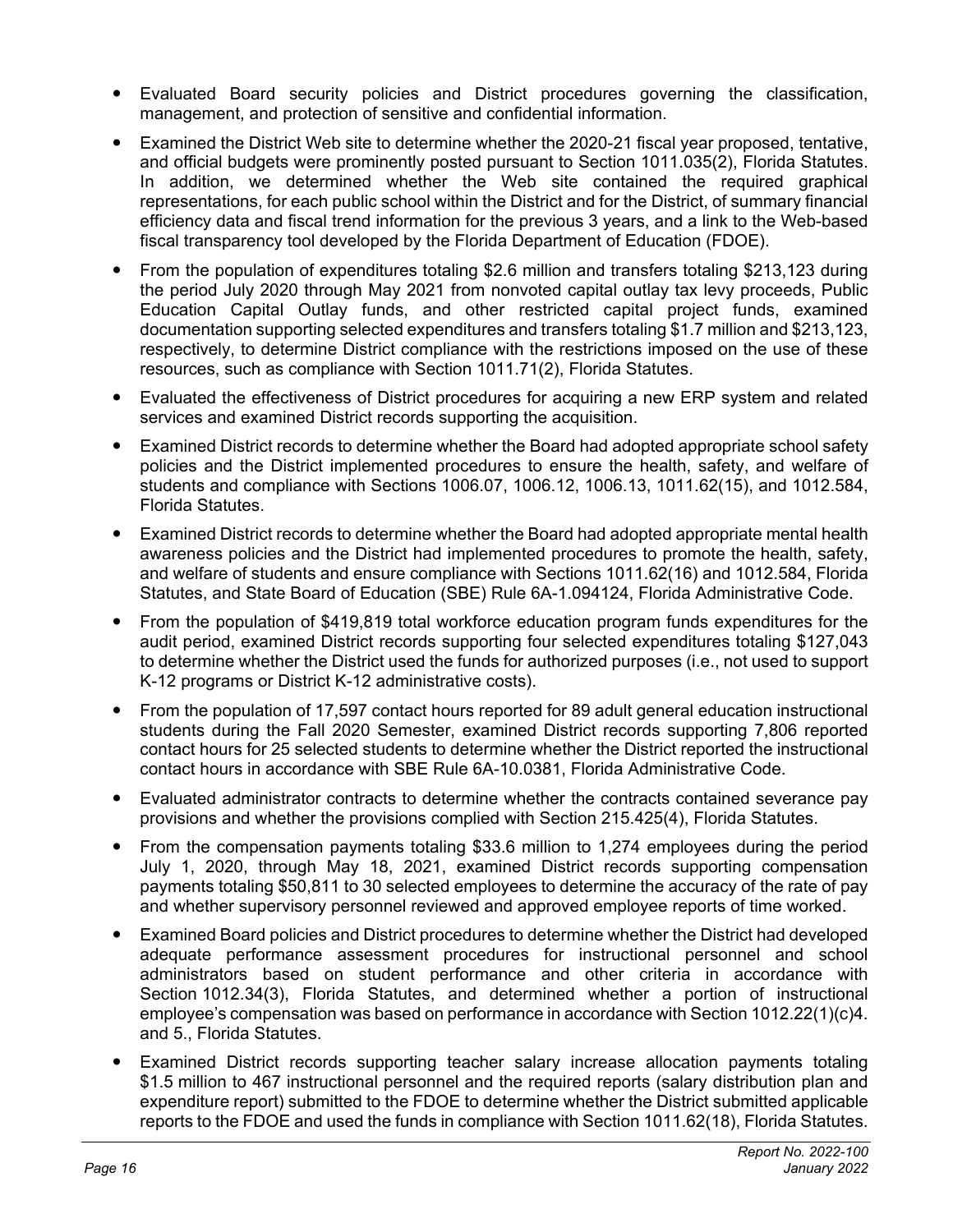- Evaluated Board security policies and District procedures governing the classification, management, and protection of sensitive and confidential information.
- Examined the District Web site to determine whether the 2020-21 fiscal year proposed, tentative, and official budgets were prominently posted pursuant to Section 1011.035(2), Florida Statutes. In addition, we determined whether the Web site contained the required graphical representations, for each public school within the District and for the District, of summary financial efficiency data and fiscal trend information for the previous 3 years, and a link to the Web-based fiscal transparency tool developed by the Florida Department of Education (FDOE).
- From the population of expenditures totaling $2.6 million and transfers totaling $213,123 during the period July 2020 through May 2021 from nonvoted capital outlay tax levy proceeds, Public Education Capital Outlay funds, and other restricted capital project funds, examined documentation supporting selected expenditures and transfers totaling $1.7 million and $213,123, respectively, to determine District compliance with the restrictions imposed on the use of these resources, such as compliance with Section 1011.71(2), Florida Statutes.
- Evaluated the effectiveness of District procedures for acquiring a new ERP system and related services and examined District records supporting the acquisition.
- Examined District records to determine whether the Board had adopted appropriate school safety policies and the District implemented procedures to ensure the health, safety, and welfare of students and compliance with Sections 1006.07, 1006.12, 1006.13, 1011.62(15), and 1012.584, Florida Statutes.
- Examined District records to determine whether the Board had adopted appropriate mental health awareness policies and the District had implemented procedures to promote the health, safety, and welfare of students and ensure compliance with Sections 1011.62(16) and 1012.584, Florida Statutes, and State Board of Education (SBE) Rule 6A-1.094124, Florida Administrative Code.
- From the population of $419,819 total workforce education program funds expenditures for the audit period, examined District records supporting four selected expenditures totaling $127,043 to determine whether the District used the funds for authorized purposes (i.e., not used to support K-12 programs or District K-12 administrative costs).
- From the population of 17,597 contact hours reported for 89 adult general education instructional students during the Fall 2020 Semester, examined District records supporting 7,806 reported contact hours for 25 selected students to determine whether the District reported the instructional contact hours in accordance with SBE Rule 6A-10.0381, Florida Administrative Code.
- Evaluated administrator contracts to determine whether the contracts contained severance pay provisions and whether the provisions complied with Section 215.425(4), Florida Statutes.
- From the compensation payments totaling $33.6 million to 1,274 employees during the period July 1, 2020, through May 18, 2021, examined District records supporting compensation payments totaling $50,811 to 30 selected employees to determine the accuracy of the rate of pay and whether supervisory personnel reviewed and approved employee reports of time worked.
- Examined Board policies and District procedures to determine whether the District had developed adequate performance assessment procedures for instructional personnel and school administrators based on student performance and other criteria in accordance with Section 1012.34(3), Florida Statutes, and determined whether a portion of instructional employee's compensation was based on performance in accordance with Section 1012.22(1)(c)4. and 5., Florida Statutes.
- Examined District records supporting teacher salary increase allocation payments totaling $1.5 million to 467 instructional personnel and the required reports (salary distribution plan and expenditure report) submitted to the FDOE to determine whether the District submitted applicable reports to the FDOE and used the funds in compliance with Section 1011.62(18), Florida Statutes.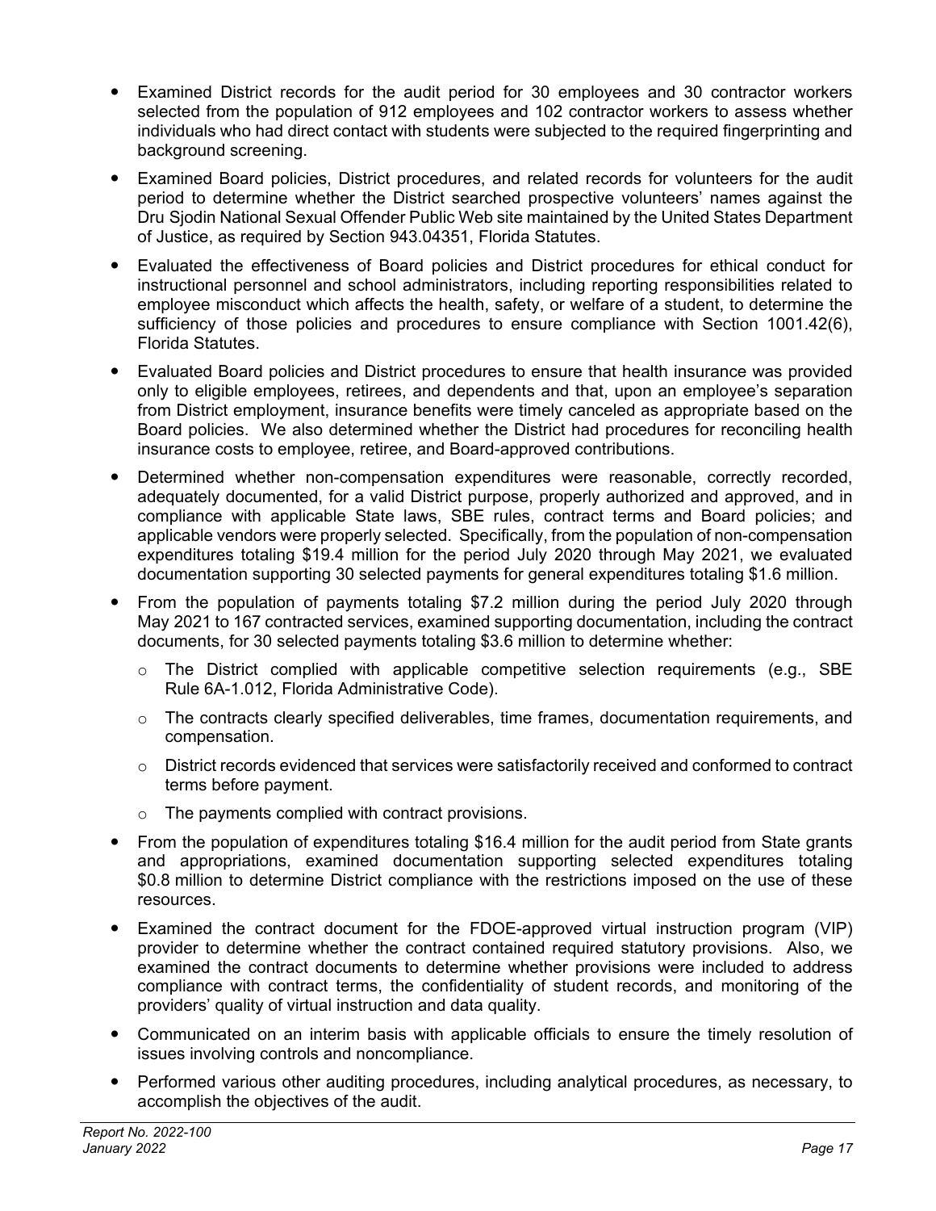- Examined District records for the audit period for 30 employees and 30 contractor workers selected from the population of 912 employees and 102 contractor workers to assess whether individuals who had direct contact with students were subjected to the required fingerprinting and background screening.
- Examined Board policies, District procedures, and related records for volunteers for the audit period to determine whether the District searched prospective volunteers' names against the Dru Sjodin National Sexual Offender Public Web site maintained by the United States Department of Justice, as required by Section 943.04351, Florida Statutes.
- Evaluated the effectiveness of Board policies and District procedures for ethical conduct for instructional personnel and school administrators, including reporting responsibilities related to employee misconduct which affects the health, safety, or welfare of a student, to determine the sufficiency of those policies and procedures to ensure compliance with Section 1001.42(6), Florida Statutes.
- Evaluated Board policies and District procedures to ensure that health insurance was provided only to eligible employees, retirees, and dependents and that, upon an employee's separation from District employment, insurance benefits were timely canceled as appropriate based on the Board policies. We also determined whether the District had procedures for reconciling health insurance costs to employee, retiree, and Board-approved contributions.
- Determined whether non-compensation expenditures were reasonable, correctly recorded, adequately documented, for a valid District purpose, properly authorized and approved, and in compliance with applicable State laws, SBE rules, contract terms and Board policies; and applicable vendors were properly selected. Specifically, from the population of non-compensation expenditures totaling $19.4 million for the period July 2020 through May 2021, we evaluated documentation supporting 30 selected payments for general expenditures totaling $1.6 million.
- From the population of payments totaling $7.2 million during the period July 2020 through May 2021 to 167 contracted services, examined supporting documentation, including the contract documents, for 30 selected payments totaling $3.6 million to determine whether:
  - The District complied with applicable competitive selection requirements (e.g., SBE Rule 6A-1.012, Florida Administrative Code).
  - The contracts clearly specified deliverables, time frames, documentation requirements, and compensation.
  - District records evidenced that services were satisfactorily received and conformed to contract terms before payment.
  - The payments complied with contract provisions.
- From the population of expenditures totaling $16.4 million for the audit period from State grants and appropriations, examined documentation supporting selected expenditures totaling $0.8 million to determine District compliance with the restrictions imposed on the use of these resources.
- Examined the contract document for the FDOE-approved virtual instruction program (VIP) provider to determine whether the contract contained required statutory provisions. Also, we examined the contract documents to determine whether provisions were included to address compliance with contract terms, the confidentiality of student records, and monitoring of the providers' quality of virtual instruction and data quality.
- Communicated on an interim basis with applicable officials to ensure the timely resolution of issues involving controls and noncompliance.
- Performed various other auditing procedures, including analytical procedures, as necessary, to accomplish the objectives of the audit.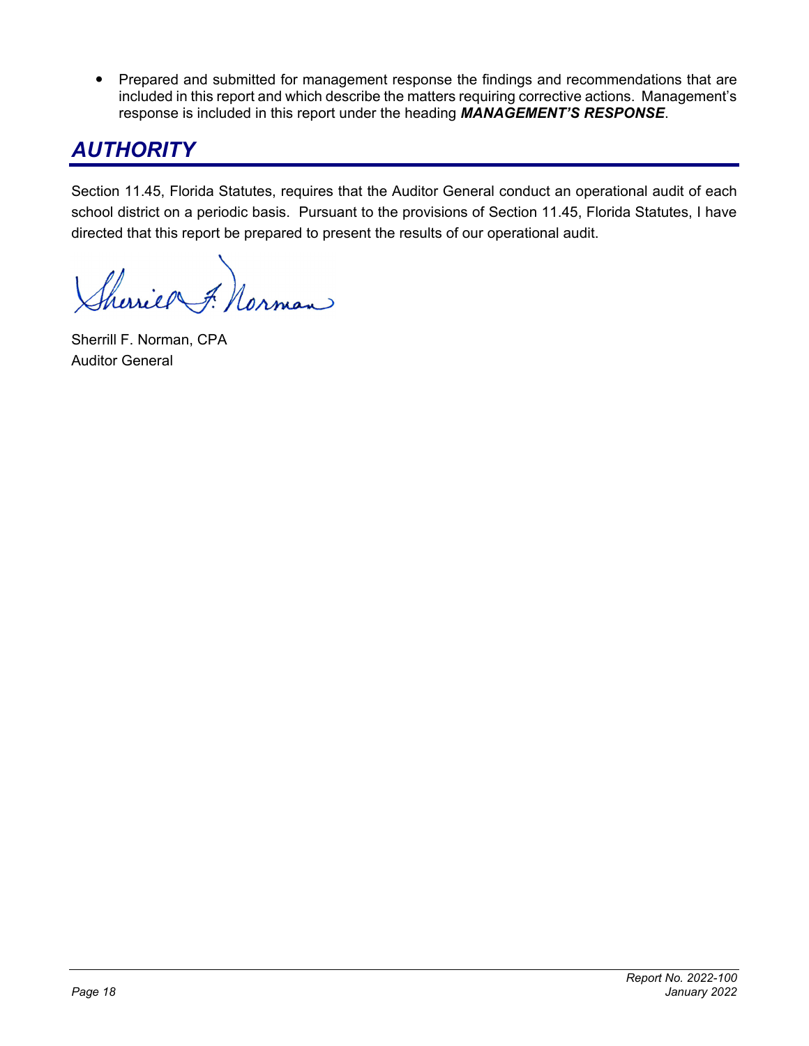- Prepared and submitted for management response the findings and recommendations that are included in this report and which describe the matters requiring corrective actions. Management's response is included in this report under the heading ***MANAGEMENT'S RESPONSE***.

## AUTHORITY

Section 11.45, Florida Statutes, requires that the Auditor General conduct an operational audit of each school district on a periodic basis. Pursuant to the provisions of Section 11.45, Florida Statutes, I have directed that this report be prepared to present the results of our operational audit.

Sherrill F. Norman, CPA
Auditor General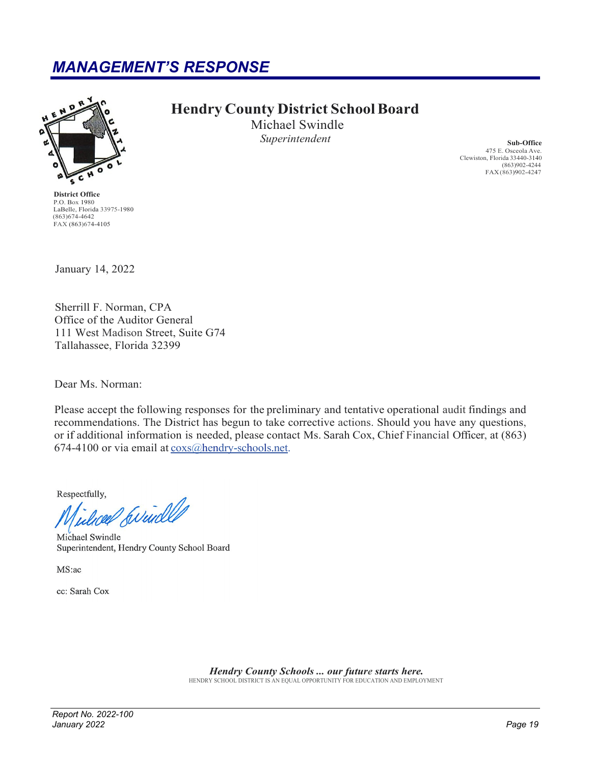# MANAGEMENT'S RESPONSE

**Hendry County District School Board**
Michael Swindle
*Superintendent*

**Sub-Office**
475 E. Osceola Ave.
Clewiston, Florida 33440-3140
(863)902-4244
FAX (863)902-4247

**District Office**
P.O. Box 1980
LaBelle, Florida 33975-1980
(863)674-4642
FAX (863)674-4105

January 14, 2022

Sherrill F. Norman, CPA
Office of the Auditor General
111 West Madison Street, Suite G74
Tallahassee, Florida 32399

Dear Ms. Norman:

Please accept the following responses for the preliminary and tentative operational audit findings and recommendations. The District has begun to take corrective actions. Should you have any questions, or if additional information is needed, please contact Ms. Sarah Cox, Chief Financial Officer, at (863) 674-4100 or via email at coxs@hendry-schools.net.

Respectfully,

Michael Swindle
Superintendent, Hendry County School Board

MS:ac

cc: Sarah Cox

***Hendry County Schools ... our future starts here.***
HENDRY SCHOOL DISTRICT IS AN EQUAL OPPORTUNITY FOR EDUCATION AND EMPLOYMENT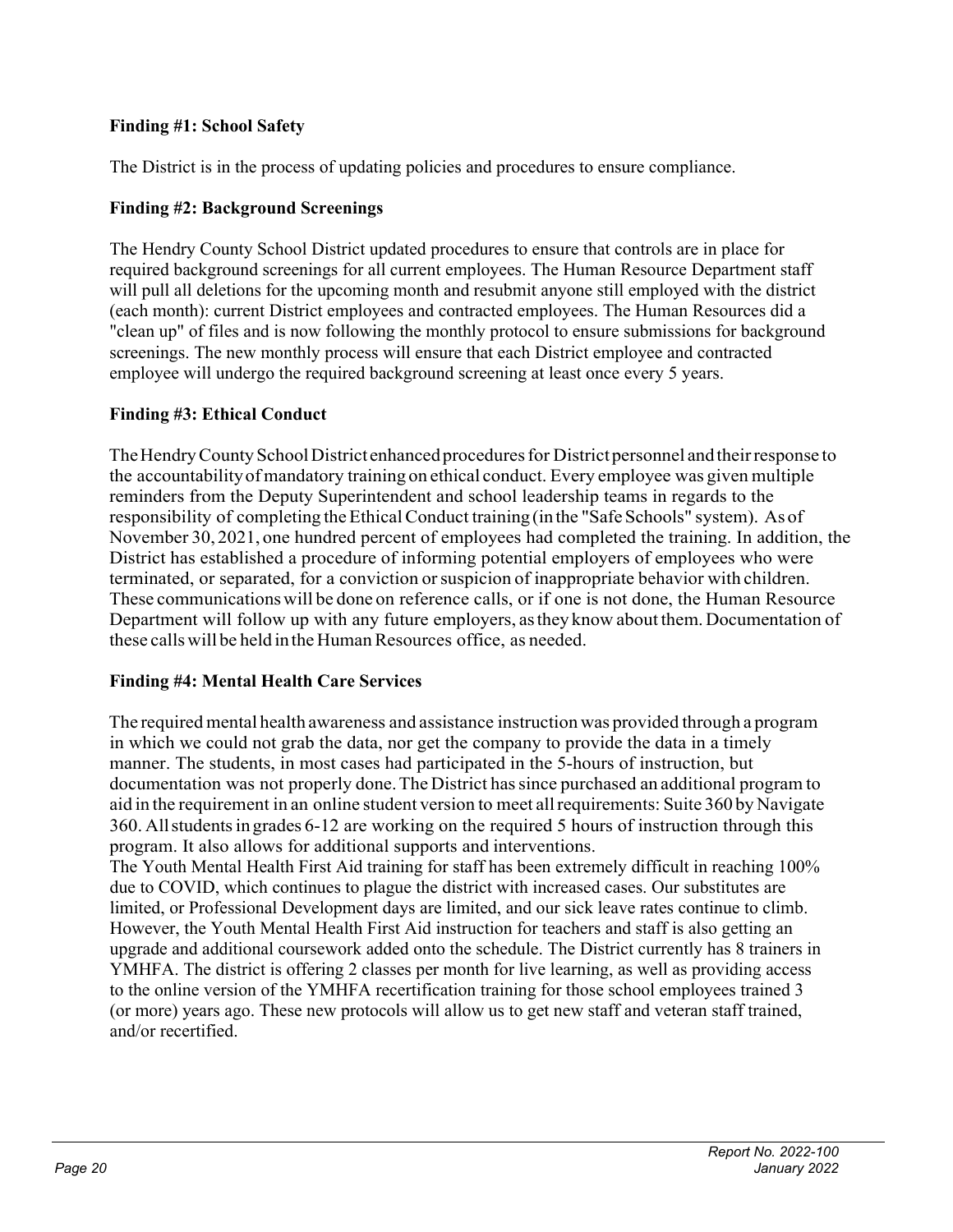**Finding #1: School Safety**

The District is in the process of updating policies and procedures to ensure compliance.

**Finding #2: Background Screenings**

The Hendry County School District updated procedures to ensure that controls are in place for required background screenings for all current employees. The Human Resource Department staff will pull all deletions for the upcoming month and resubmit anyone still employed with the district (each month): current District employees and contracted employees. The Human Resources did a "clean up" of files and is now following the monthly protocol to ensure submissions for background screenings. The new monthly process will ensure that each District employee and contracted employee will undergo the required background screening at least once every 5 years.

**Finding #3: Ethical Conduct**

The Hendry County School District enhanced procedures for District personnel and their response to the accountability of mandatory training on ethical conduct. Every employee was given multiple reminders from the Deputy Superintendent and school leadership teams in regards to the responsibility of completing the Ethical Conduct training (in the "Safe Schools" system). As of November 30, 2021, one hundred percent of employees had completed the training. In addition, the District has established a procedure of informing potential employers of employees who were terminated, or separated, for a conviction or suspicion of inappropriate behavior with children. These communications will be done on reference calls, or if one is not done, the Human Resource Department will follow up with any future employers, as they know about them. Documentation of these calls will be held in the Human Resources office, as needed.

**Finding #4: Mental Health Care Services**

The required mental health awareness and assistance instruction was provided through a program in which we could not grab the data, nor get the company to provide the data in a timely manner. The students, in most cases had participated in the 5-hours of instruction, but documentation was not properly done. The District has since purchased an additional program to aid in the requirement in an online student version to meet all requirements: Suite 360 by Navigate 360. All students in grades 6-12 are working on the required 5 hours of instruction through this program. It also allows for additional supports and interventions.

The Youth Mental Health First Aid training for staff has been extremely difficult in reaching 100% due to COVID, which continues to plague the district with increased cases. Our substitutes are limited, or Professional Development days are limited, and our sick leave rates continue to climb. However, the Youth Mental Health First Aid instruction for teachers and staff is also getting an upgrade and additional coursework added onto the schedule. The District currently has 8 trainers in YMHFA. The district is offering 2 classes per month for live learning, as well as providing access to the online version of the YMHFA recertification training for those school employees trained 3 (or more) years ago. These new protocols will allow us to get new staff and veteran staff trained, and/or recertified.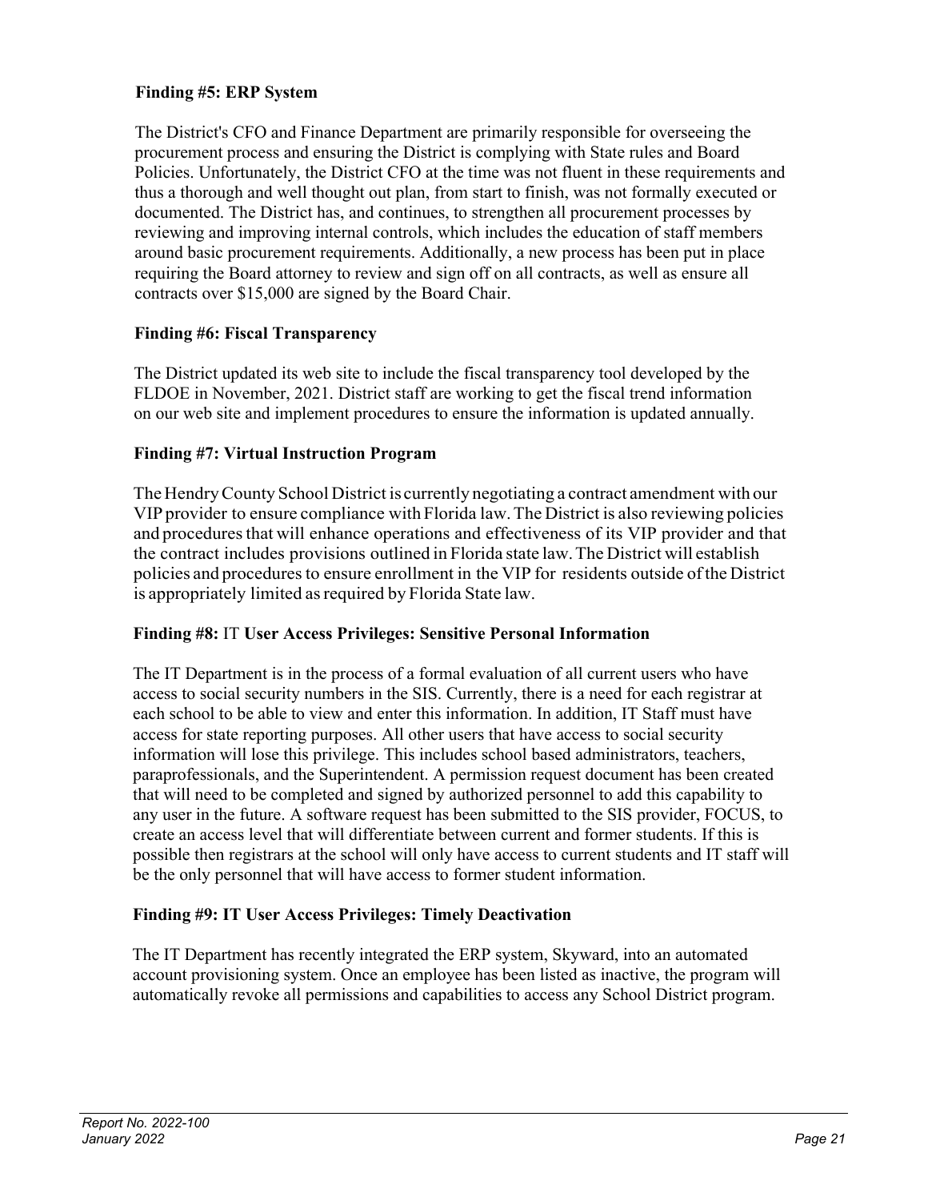**Finding #5: ERP System**

The District's CFO and Finance Department are primarily responsible for overseeing the procurement process and ensuring the District is complying with State rules and Board Policies. Unfortunately, the District CFO at the time was not fluent in these requirements and thus a thorough and well thought out plan, from start to finish, was not formally executed or documented. The District has, and continues, to strengthen all procurement processes by reviewing and improving internal controls, which includes the education of staff members around basic procurement requirements. Additionally, a new process has been put in place requiring the Board attorney to review and sign off on all contracts, as well as ensure all contracts over $15,000 are signed by the Board Chair.

**Finding #6: Fiscal Transparency**

The District updated its web site to include the fiscal transparency tool developed by the FLDOE in November, 2021. District staff are working to get the fiscal trend information on our web site and implement procedures to ensure the information is updated annually.

**Finding #7: Virtual Instruction Program**

The Hendry County School District is currently negotiating a contract amendment with our VIP provider to ensure compliance with Florida law. The District is also reviewing policies and procedures that will enhance operations and effectiveness of its VIP provider and that the contract includes provisions outlined in Florida state law. The District will establish policies and procedures to ensure enrollment in the VIP for residents outside of the District is appropriately limited as required by Florida State law.

**Finding #8:** IT **User Access Privileges: Sensitive Personal Information**

The IT Department is in the process of a formal evaluation of all current users who have access to social security numbers in the SIS. Currently, there is a need for each registrar at each school to be able to view and enter this information. In addition, IT Staff must have access for state reporting purposes. All other users that have access to social security information will lose this privilege. This includes school based administrators, teachers, paraprofessionals, and the Superintendent. A permission request document has been created that will need to be completed and signed by authorized personnel to add this capability to any user in the future. A software request has been submitted to the SIS provider, FOCUS, to create an access level that will differentiate between current and former students. If this is possible then registrars at the school will only have access to current students and IT staff will be the only personnel that will have access to former student information.

**Finding #9: IT User Access Privileges: Timely Deactivation**

The IT Department has recently integrated the ERP system, Skyward, into an automated account provisioning system. Once an employee has been listed as inactive, the program will automatically revoke all permissions and capabilities to access any School District program.